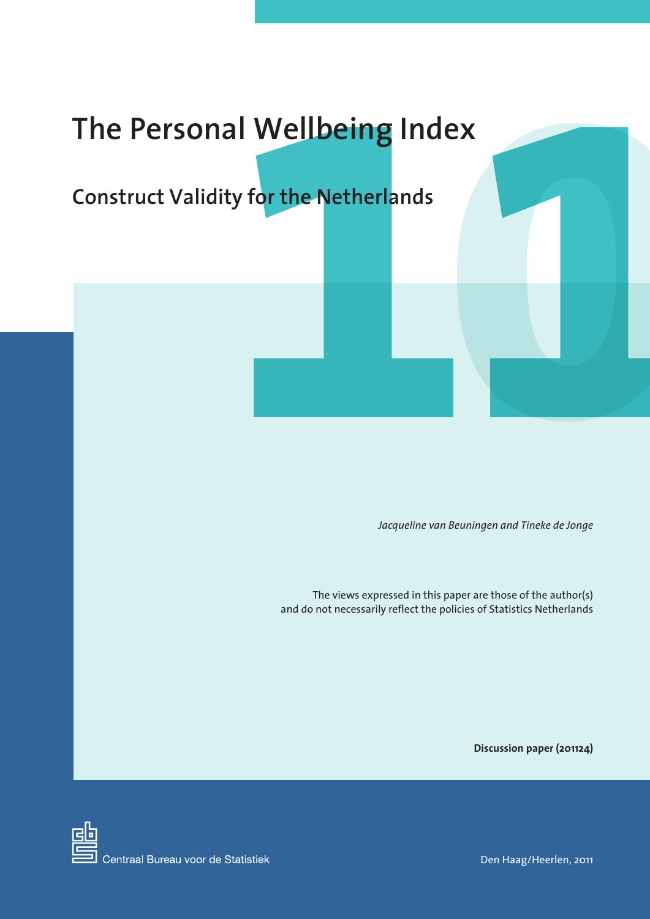# The Personal Wellbeing Index

## Construct Validity for the Netherlands

*Jacqueline van Beuningen and Tineke de Jonge*

The views expressed in this paper are those of the author(s)
and do not necessarily reflect the policies of Statistics Netherlands

**Discussion paper (201124)**

Centraal Bureau voor de Statistiek

Den Haag/Heerlen, 2011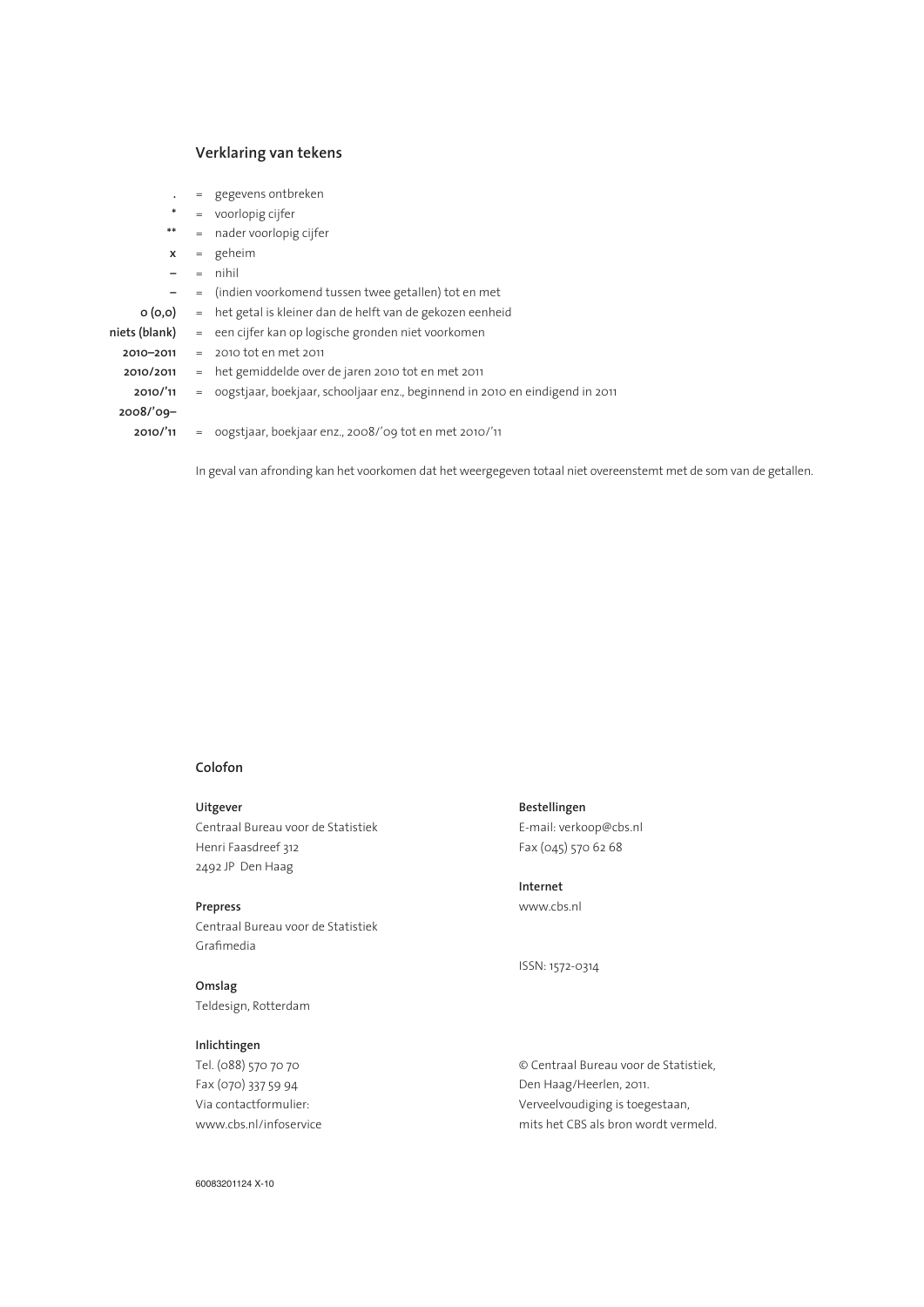## Verklaring van tekens

| | | |
|---|---|---|
| **.** | = | gegevens ontbreken |
| **\*** | = | voorlopig cijfer |
| **\*\*** | = | nader voorlopig cijfer |
| **x** | = | geheim |
| **–** | = | nihil |
| **–** | = | (indien voorkomend tussen twee getallen) tot en met |
| **0 (0,0)** | = | het getal is kleiner dan de helft van de gekozen eenheid |
| **niets (blank)** | = | een cijfer kan op logische gronden niet voorkomen |
| **2010–2011** | = | 2010 tot en met 2011 |
| **2010/2011** | = | het gemiddelde over de jaren 2010 tot en met 2011 |
| **2010/’11** | = | oogstjaar, boekjaar, schooljaar enz., beginnend in 2010 en eindigend in 2011 |
| **2008/’09–2010/’11** | = | oogstjaar, boekjaar enz., 2008/’09 tot en met 2010/’11 |

In geval van afronding kan het voorkomen dat het weergegeven totaal niet overeenstemt met de som van de getallen.

## Colofon

**Uitgever**
Centraal Bureau voor de Statistiek
Henri Faasdreef 312
2492 JP Den Haag

**Prepress**
Centraal Bureau voor de Statistiek
Grafimedia

**Omslag**
Teldesign, Rotterdam

**Inlichtingen**
Tel. (088) 570 70 70
Fax (070) 337 59 94
Via contactformulier:
www.cbs.nl/infoservice

**Bestellingen**
E-mail: verkoop@cbs.nl
Fax (045) 570 62 68

**Internet**
www.cbs.nl

ISSN: 1572-0314

© Centraal Bureau voor de Statistiek,
Den Haag/Heerlen, 2011.
Verveelvoudiging is toegestaan,
mits het CBS als bron wordt vermeld.

60083201124 X-10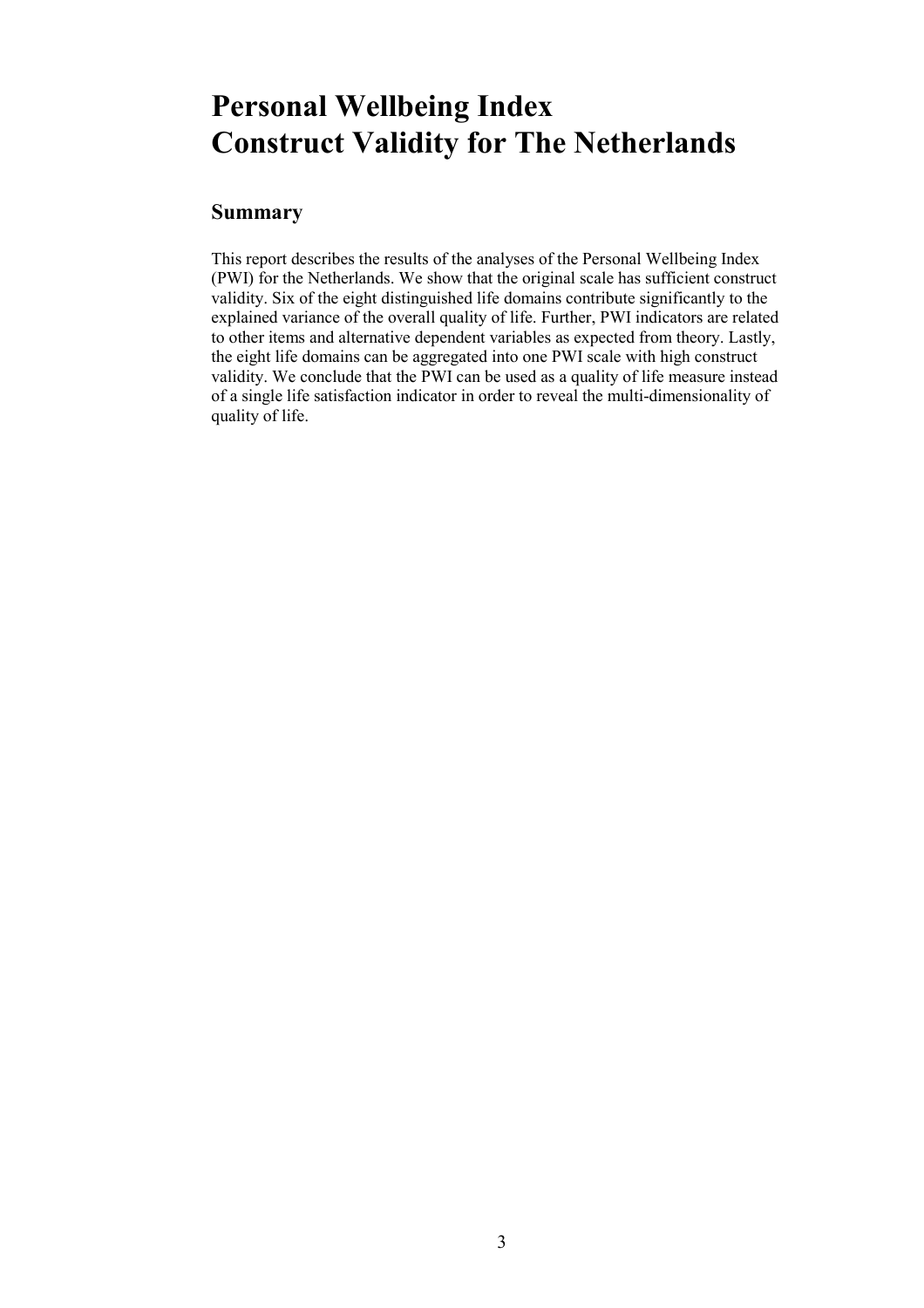# Personal Wellbeing Index
# Construct Validity for The Netherlands

## Summary

This report describes the results of the analyses of the Personal Wellbeing Index (PWI) for the Netherlands. We show that the original scale has sufficient construct validity. Six of the eight distinguished life domains contribute significantly to the explained variance of the overall quality of life. Further, PWI indicators are related to other items and alternative dependent variables as expected from theory. Lastly, the eight life domains can be aggregated into one PWI scale with high construct validity. We conclude that the PWI can be used as a quality of life measure instead of a single life satisfaction indicator in order to reveal the multi-dimensionality of quality of life.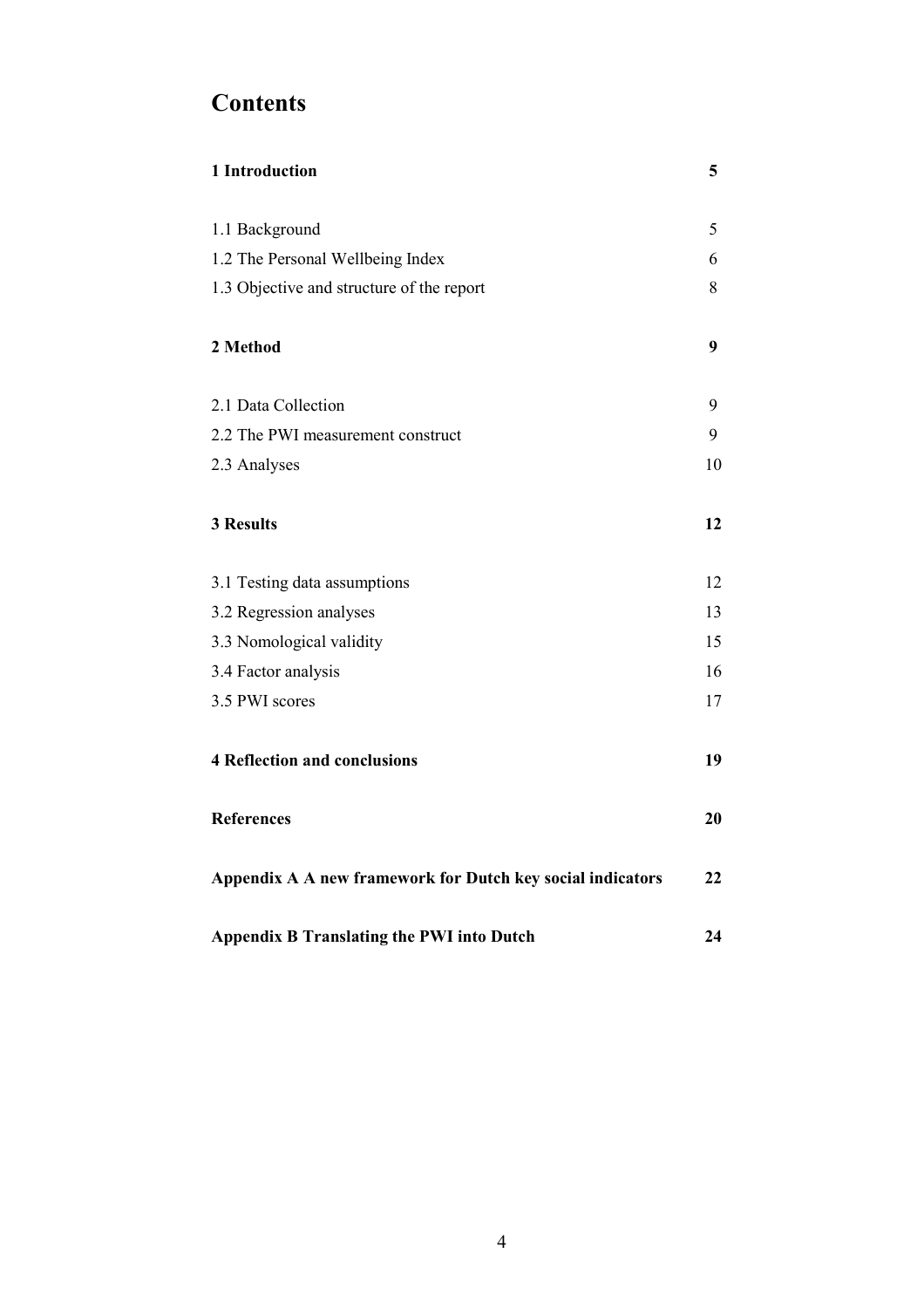# Contents

| | |
|---|---|
| **1 Introduction** | **5** |
| 1.1 Background | 5 |
| 1.2 The Personal Wellbeing Index | 6 |
| 1.3 Objective and structure of the report | 8 |
| **2 Method** | **9** |
| 2.1 Data Collection | 9 |
| 2.2 The PWI measurement construct | 9 |
| 2.3 Analyses | 10 |
| **3 Results** | **12** |
| 3.1 Testing data assumptions | 12 |
| 3.2 Regression analyses | 13 |
| 3.3 Nomological validity | 15 |
| 3.4 Factor analysis | 16 |
| 3.5 PWI scores | 17 |
| **4 Reflection and conclusions** | **19** |
| **References** | **20** |
| **Appendix A A new framework for Dutch key social indicators** | **22** |
| **Appendix B Translating the PWI into Dutch** | **24** |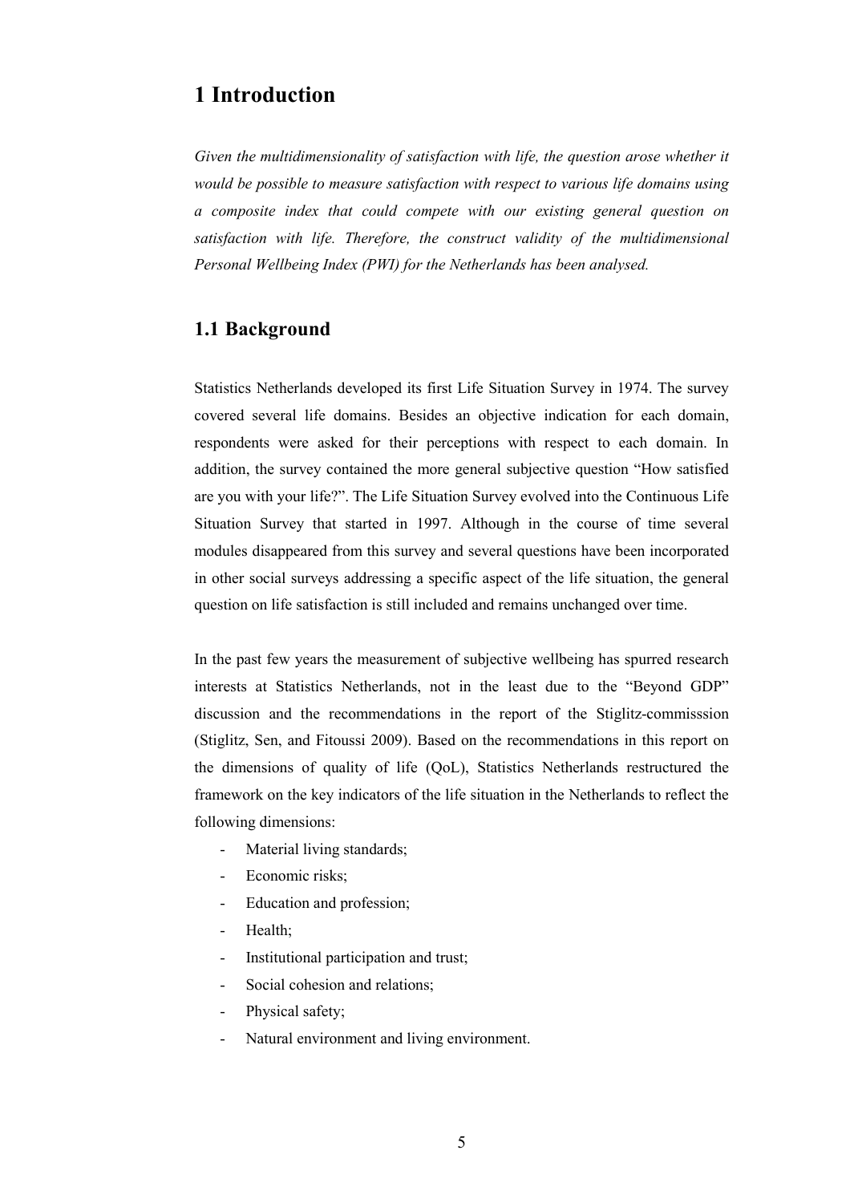# 1 Introduction

*Given the multidimensionality of satisfaction with life, the question arose whether it would be possible to measure satisfaction with respect to various life domains using a composite index that could compete with our existing general question on satisfaction with life. Therefore, the construct validity of the multidimensional Personal Wellbeing Index (PWI) for the Netherlands has been analysed.*

## 1.1 Background

Statistics Netherlands developed its first Life Situation Survey in 1974. The survey covered several life domains. Besides an objective indication for each domain, respondents were asked for their perceptions with respect to each domain. In addition, the survey contained the more general subjective question "How satisfied are you with your life?". The Life Situation Survey evolved into the Continuous Life Situation Survey that started in 1997. Although in the course of time several modules disappeared from this survey and several questions have been incorporated in other social surveys addressing a specific aspect of the life situation, the general question on life satisfaction is still included and remains unchanged over time.

In the past few years the measurement of subjective wellbeing has spurred research interests at Statistics Netherlands, not in the least due to the "Beyond GDP" discussion and the recommendations in the report of the Stiglitz-commisssion (Stiglitz, Sen, and Fitoussi 2009). Based on the recommendations in this report on the dimensions of quality of life (QoL), Statistics Netherlands restructured the framework on the key indicators of the life situation in the Netherlands to reflect the following dimensions:

- Material living standards;
- Economic risks;
- Education and profession;
- Health;
- Institutional participation and trust;
- Social cohesion and relations;
- Physical safety;
- Natural environment and living environment.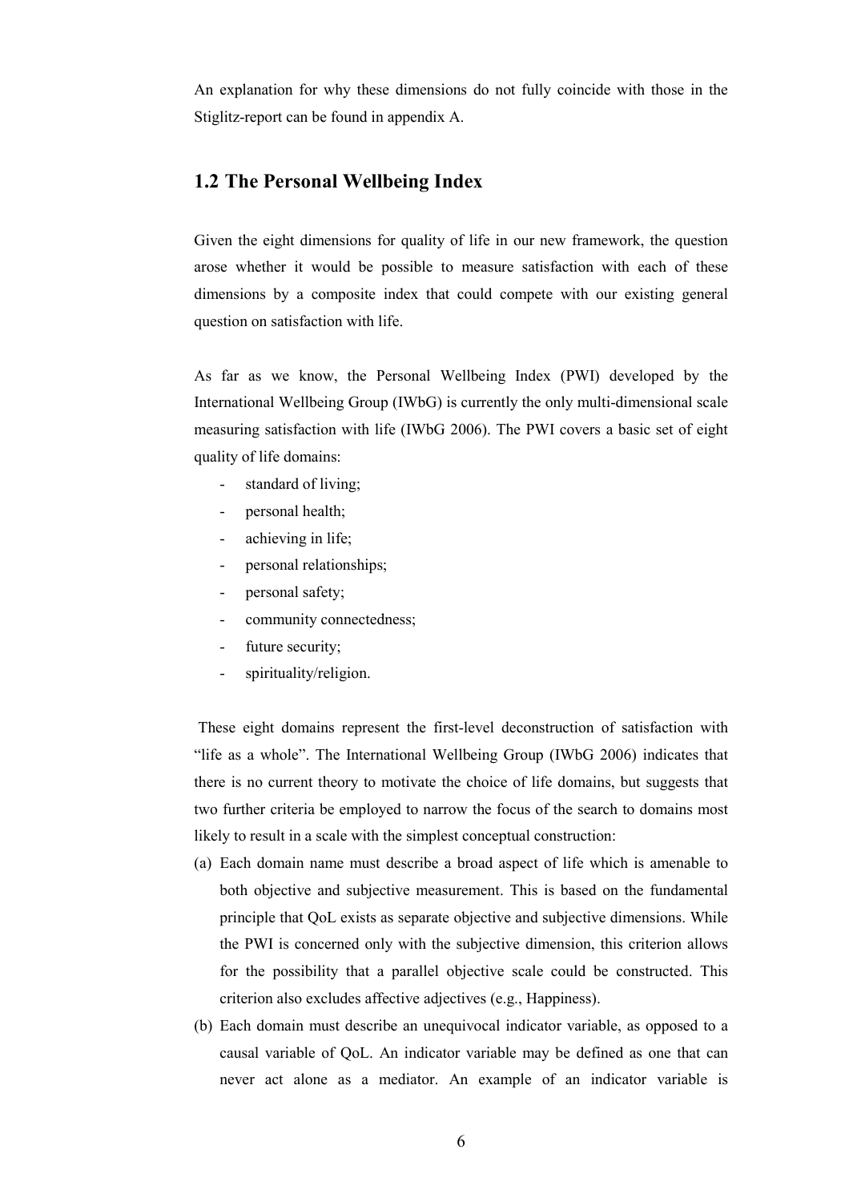An explanation for why these dimensions do not fully coincide with those in the Stiglitz-report can be found in appendix A.

## 1.2 The Personal Wellbeing Index

Given the eight dimensions for quality of life in our new framework, the question arose whether it would be possible to measure satisfaction with each of these dimensions by a composite index that could compete with our existing general question on satisfaction with life.

As far as we know, the Personal Wellbeing Index (PWI) developed by the International Wellbeing Group (IWbG) is currently the only multi-dimensional scale measuring satisfaction with life (IWbG 2006). The PWI covers a basic set of eight quality of life domains:

- standard of living;
- personal health;
- achieving in life;
- personal relationships;
- personal safety;
- community connectedness;
- future security;
- spirituality/religion.

These eight domains represent the first-level deconstruction of satisfaction with "life as a whole". The International Wellbeing Group (IWbG 2006) indicates that there is no current theory to motivate the choice of life domains, but suggests that two further criteria be employed to narrow the focus of the search to domains most likely to result in a scale with the simplest conceptual construction:

(a) Each domain name must describe a broad aspect of life which is amenable to both objective and subjective measurement. This is based on the fundamental principle that QoL exists as separate objective and subjective dimensions. While the PWI is concerned only with the subjective dimension, this criterion allows for the possibility that a parallel objective scale could be constructed. This criterion also excludes affective adjectives (e.g., Happiness).

(b) Each domain must describe an unequivocal indicator variable, as opposed to a causal variable of QoL. An indicator variable may be defined as one that can never act alone as a mediator. An example of an indicator variable is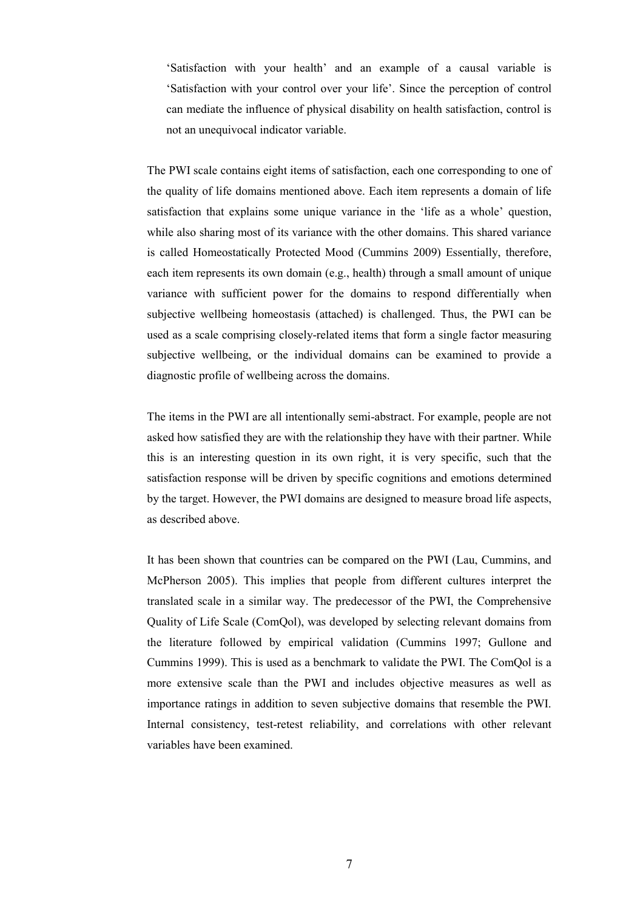'Satisfaction with your health' and an example of a causal variable is 'Satisfaction with your control over your life'. Since the perception of control can mediate the influence of physical disability on health satisfaction, control is not an unequivocal indicator variable.

The PWI scale contains eight items of satisfaction, each one corresponding to one of the quality of life domains mentioned above. Each item represents a domain of life satisfaction that explains some unique variance in the 'life as a whole' question, while also sharing most of its variance with the other domains. This shared variance is called Homeostatically Protected Mood (Cummins 2009) Essentially, therefore, each item represents its own domain (e.g., health) through a small amount of unique variance with sufficient power for the domains to respond differentially when subjective wellbeing homeostasis (attached) is challenged. Thus, the PWI can be used as a scale comprising closely-related items that form a single factor measuring subjective wellbeing, or the individual domains can be examined to provide a diagnostic profile of wellbeing across the domains.

The items in the PWI are all intentionally semi-abstract. For example, people are not asked how satisfied they are with the relationship they have with their partner. While this is an interesting question in its own right, it is very specific, such that the satisfaction response will be driven by specific cognitions and emotions determined by the target. However, the PWI domains are designed to measure broad life aspects, as described above.

It has been shown that countries can be compared on the PWI (Lau, Cummins, and McPherson 2005). This implies that people from different cultures interpret the translated scale in a similar way. The predecessor of the PWI, the Comprehensive Quality of Life Scale (ComQol), was developed by selecting relevant domains from the literature followed by empirical validation (Cummins 1997; Gullone and Cummins 1999). This is used as a benchmark to validate the PWI. The ComQol is a more extensive scale than the PWI and includes objective measures as well as importance ratings in addition to seven subjective domains that resemble the PWI. Internal consistency, test-retest reliability, and correlations with other relevant variables have been examined.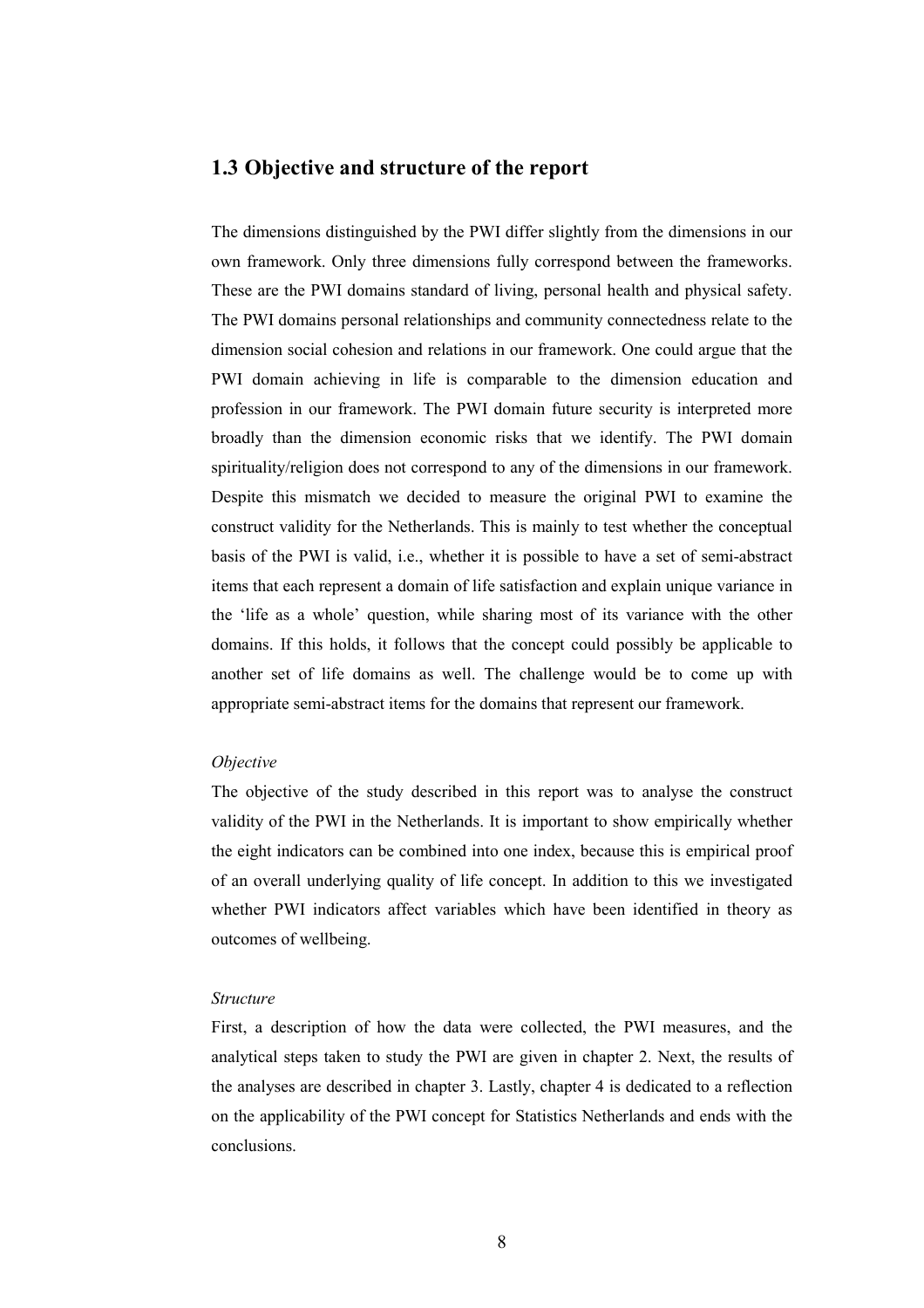## 1.3 Objective and structure of the report

The dimensions distinguished by the PWI differ slightly from the dimensions in our own framework. Only three dimensions fully correspond between the frameworks. These are the PWI domains standard of living, personal health and physical safety. The PWI domains personal relationships and community connectedness relate to the dimension social cohesion and relations in our framework. One could argue that the PWI domain achieving in life is comparable to the dimension education and profession in our framework. The PWI domain future security is interpreted more broadly than the dimension economic risks that we identify. The PWI domain spirituality/religion does not correspond to any of the dimensions in our framework. Despite this mismatch we decided to measure the original PWI to examine the construct validity for the Netherlands. This is mainly to test whether the conceptual basis of the PWI is valid, i.e., whether it is possible to have a set of semi-abstract items that each represent a domain of life satisfaction and explain unique variance in the 'life as a whole' question, while sharing most of its variance with the other domains. If this holds, it follows that the concept could possibly be applicable to another set of life domains as well. The challenge would be to come up with appropriate semi-abstract items for the domains that represent our framework.

*Objective*

The objective of the study described in this report was to analyse the construct validity of the PWI in the Netherlands. It is important to show empirically whether the eight indicators can be combined into one index, because this is empirical proof of an overall underlying quality of life concept. In addition to this we investigated whether PWI indicators affect variables which have been identified in theory as outcomes of wellbeing.

*Structure*

First, a description of how the data were collected, the PWI measures, and the analytical steps taken to study the PWI are given in chapter 2. Next, the results of the analyses are described in chapter 3. Lastly, chapter 4 is dedicated to a reflection on the applicability of the PWI concept for Statistics Netherlands and ends with the conclusions.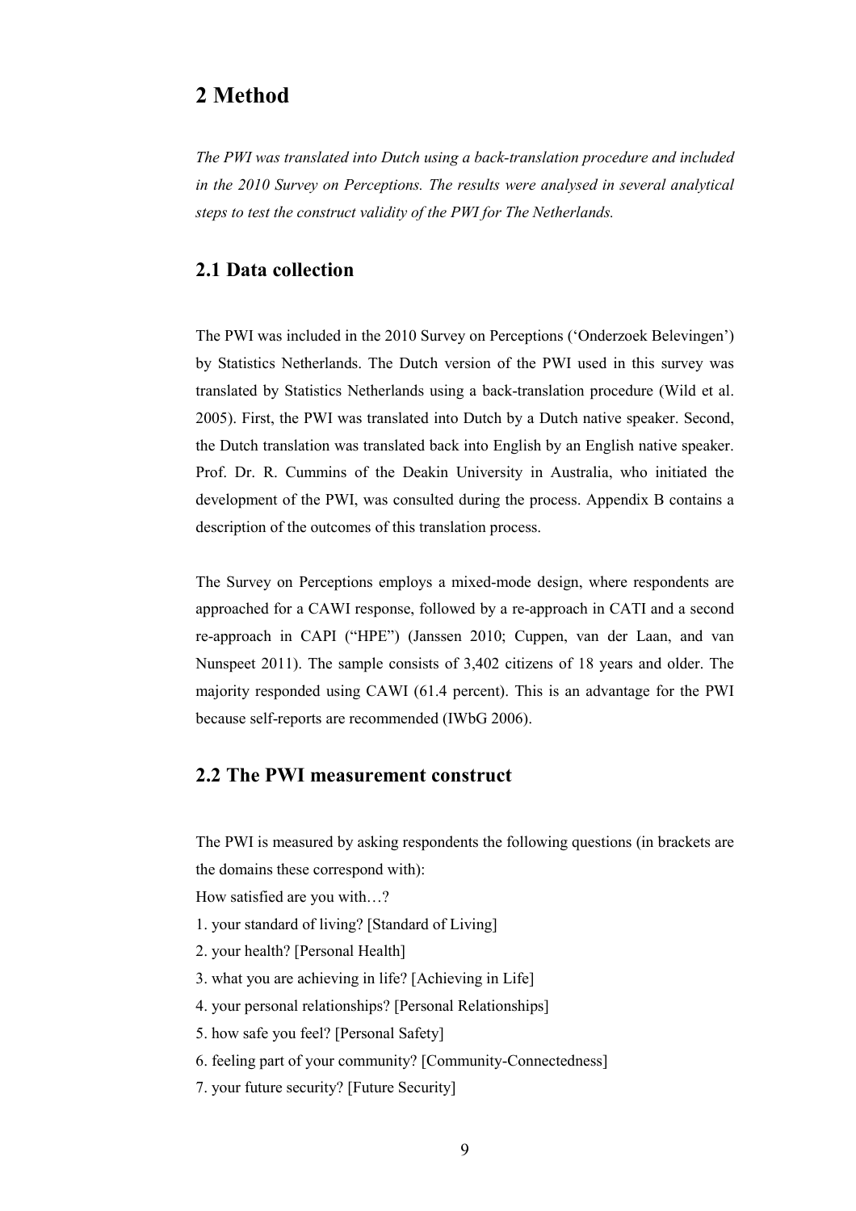# 2 Method

*The PWI was translated into Dutch using a back-translation procedure and included in the 2010 Survey on Perceptions. The results were analysed in several analytical steps to test the construct validity of the PWI for The Netherlands.*

## 2.1 Data collection

The PWI was included in the 2010 Survey on Perceptions ('Onderzoek Belevingen') by Statistics Netherlands. The Dutch version of the PWI used in this survey was translated by Statistics Netherlands using a back-translation procedure (Wild et al. 2005). First, the PWI was translated into Dutch by a Dutch native speaker. Second, the Dutch translation was translated back into English by an English native speaker. Prof. Dr. R. Cummins of the Deakin University in Australia, who initiated the development of the PWI, was consulted during the process. Appendix B contains a description of the outcomes of this translation process.

The Survey on Perceptions employs a mixed-mode design, where respondents are approached for a CAWI response, followed by a re-approach in CATI and a second re-approach in CAPI ("HPE") (Janssen 2010; Cuppen, van der Laan, and van Nunspeet 2011). The sample consists of 3,402 citizens of 18 years and older. The majority responded using CAWI (61.4 percent). This is an advantage for the PWI because self-reports are recommended (IWbG 2006).

## 2.2 The PWI measurement construct

The PWI is measured by asking respondents the following questions (in brackets are the domains these correspond with):

How satisfied are you with…?

1. your standard of living? [Standard of Living]
2. your health? [Personal Health]
3. what you are achieving in life? [Achieving in Life]
4. your personal relationships? [Personal Relationships]
5. how safe you feel? [Personal Safety]
6. feeling part of your community? [Community-Connectedness]
7. your future security? [Future Security]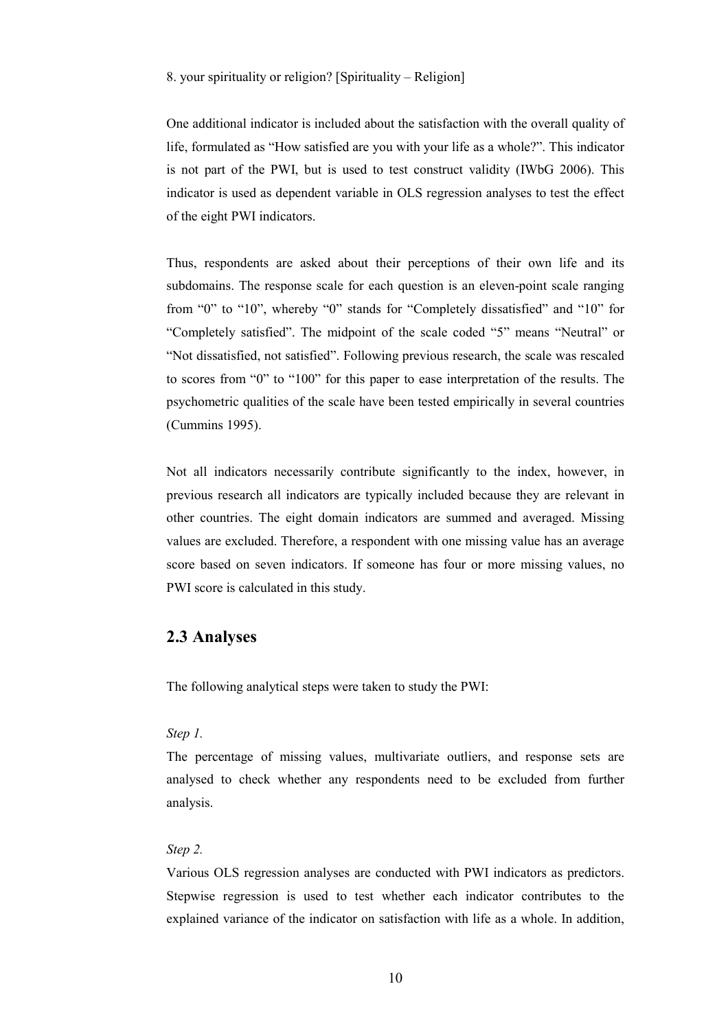8. your spirituality or religion? [Spirituality – Religion]

One additional indicator is included about the satisfaction with the overall quality of life, formulated as "How satisfied are you with your life as a whole?". This indicator is not part of the PWI, but is used to test construct validity (IWbG 2006). This indicator is used as dependent variable in OLS regression analyses to test the effect of the eight PWI indicators.

Thus, respondents are asked about their perceptions of their own life and its subdomains. The response scale for each question is an eleven-point scale ranging from "0" to "10", whereby "0" stands for "Completely dissatisfied" and "10" for "Completely satisfied". The midpoint of the scale coded "5" means "Neutral" or "Not dissatisfied, not satisfied". Following previous research, the scale was rescaled to scores from "0" to "100" for this paper to ease interpretation of the results. The psychometric qualities of the scale have been tested empirically in several countries (Cummins 1995).

Not all indicators necessarily contribute significantly to the index, however, in previous research all indicators are typically included because they are relevant in other countries. The eight domain indicators are summed and averaged. Missing values are excluded. Therefore, a respondent with one missing value has an average score based on seven indicators. If someone has four or more missing values, no PWI score is calculated in this study.

## 2.3 Analyses

The following analytical steps were taken to study the PWI:

*Step 1.*

The percentage of missing values, multivariate outliers, and response sets are analysed to check whether any respondents need to be excluded from further analysis.

*Step 2.*

Various OLS regression analyses are conducted with PWI indicators as predictors. Stepwise regression is used to test whether each indicator contributes to the explained variance of the indicator on satisfaction with life as a whole. In addition,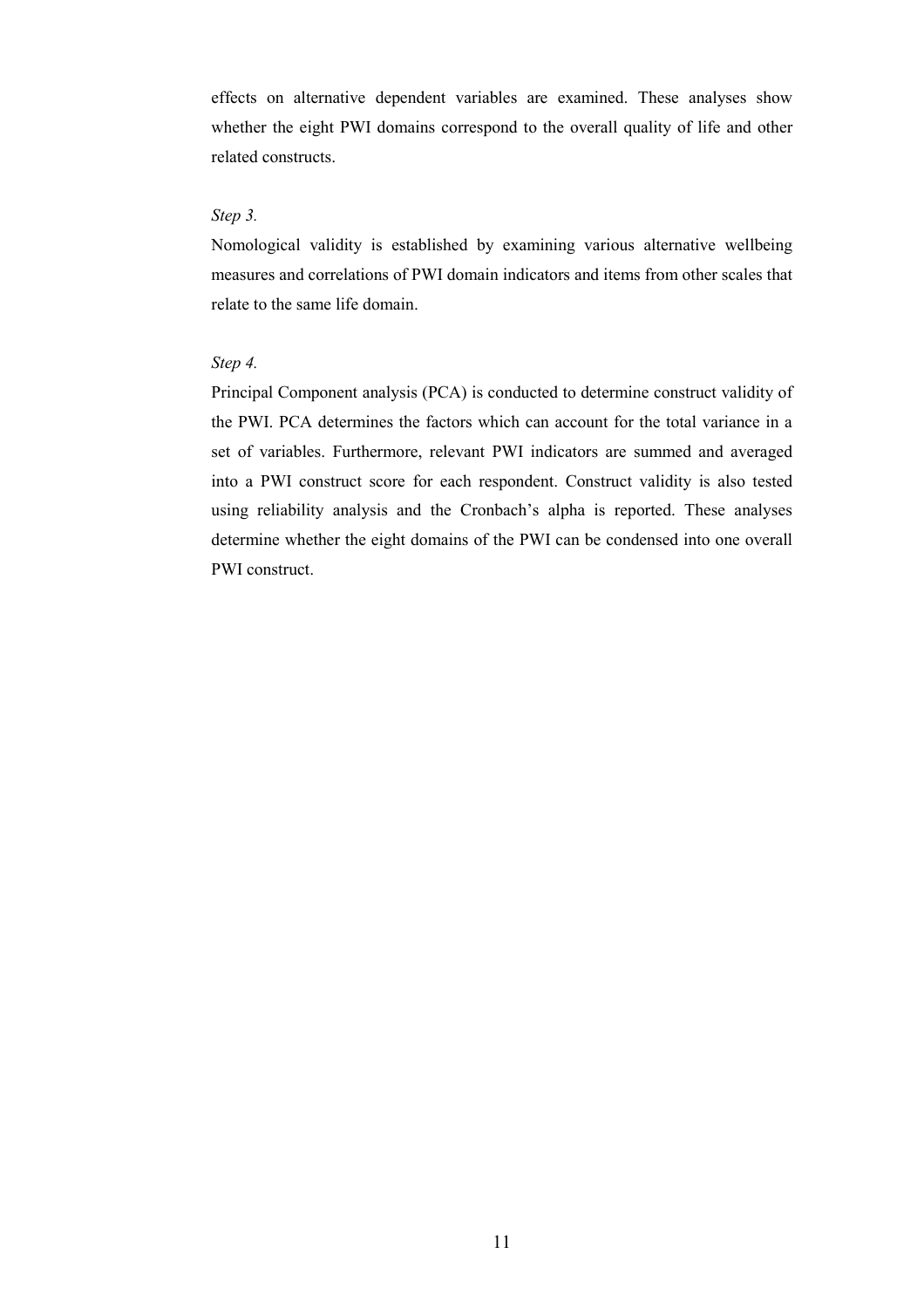effects on alternative dependent variables are examined. These analyses show whether the eight PWI domains correspond to the overall quality of life and other related constructs.

*Step 3.*

Nomological validity is established by examining various alternative wellbeing measures and correlations of PWI domain indicators and items from other scales that relate to the same life domain.

*Step 4.*

Principal Component analysis (PCA) is conducted to determine construct validity of the PWI. PCA determines the factors which can account for the total variance in a set of variables. Furthermore, relevant PWI indicators are summed and averaged into a PWI construct score for each respondent. Construct validity is also tested using reliability analysis and the Cronbach's alpha is reported. These analyses determine whether the eight domains of the PWI can be condensed into one overall PWI construct.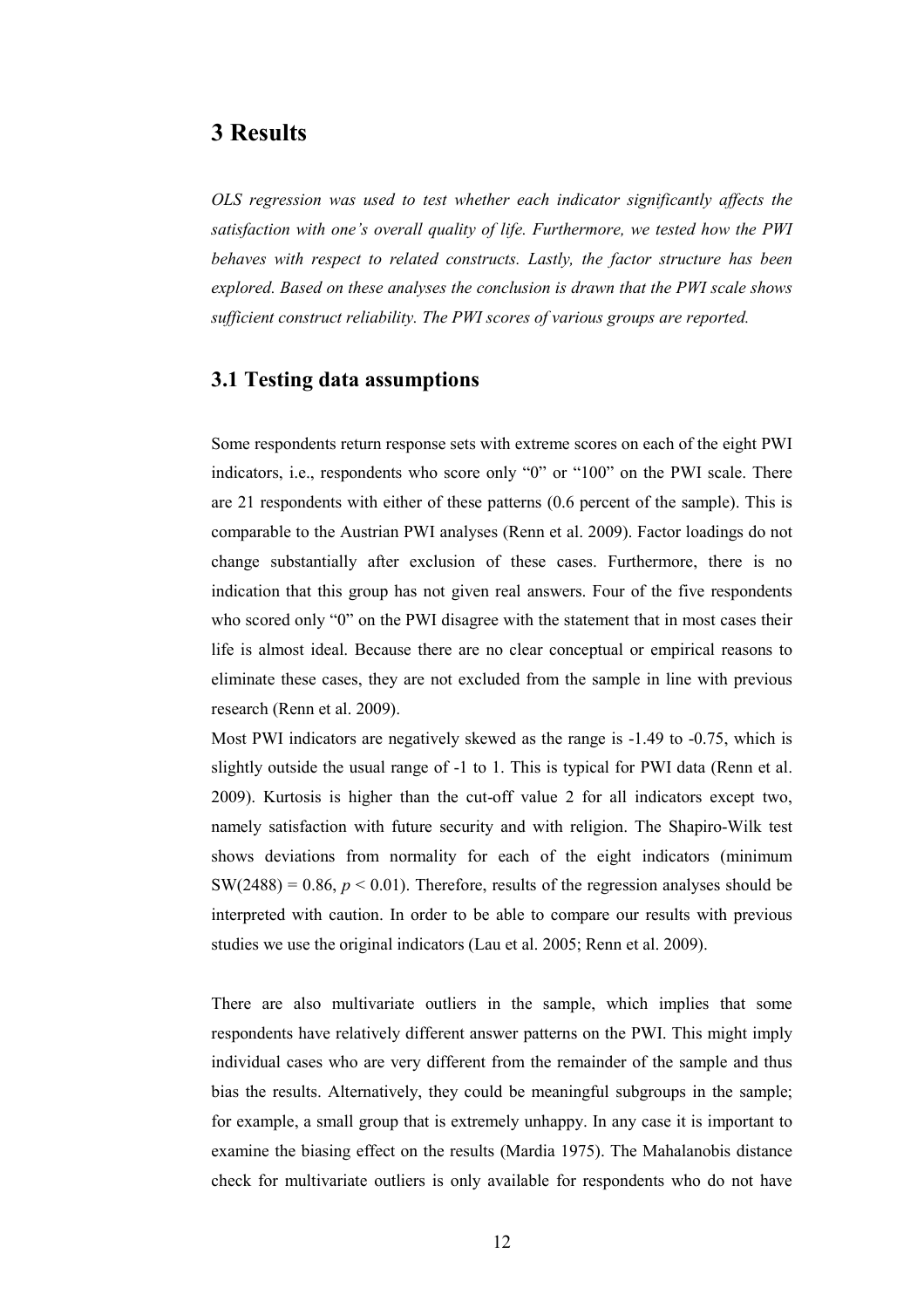# 3 Results

*OLS regression was used to test whether each indicator significantly affects the satisfaction with one's overall quality of life. Furthermore, we tested how the PWI behaves with respect to related constructs. Lastly, the factor structure has been explored. Based on these analyses the conclusion is drawn that the PWI scale shows sufficient construct reliability. The PWI scores of various groups are reported.*

## 3.1 Testing data assumptions

Some respondents return response sets with extreme scores on each of the eight PWI indicators, i.e., respondents who score only "0" or "100" on the PWI scale. There are 21 respondents with either of these patterns (0.6 percent of the sample). This is comparable to the Austrian PWI analyses (Renn et al. 2009). Factor loadings do not change substantially after exclusion of these cases. Furthermore, there is no indication that this group has not given real answers. Four of the five respondents who scored only "0" on the PWI disagree with the statement that in most cases their life is almost ideal. Because there are no clear conceptual or empirical reasons to eliminate these cases, they are not excluded from the sample in line with previous research (Renn et al. 2009).

Most PWI indicators are negatively skewed as the range is -1.49 to -0.75, which is slightly outside the usual range of -1 to 1. This is typical for PWI data (Renn et al. 2009). Kurtosis is higher than the cut-off value 2 for all indicators except two, namely satisfaction with future security and with religion. The Shapiro-Wilk test shows deviations from normality for each of the eight indicators (minimum $SW(2488) = 0.86$, $p < 0.01$). Therefore, results of the regression analyses should be interpreted with caution. In order to be able to compare our results with previous studies we use the original indicators (Lau et al. 2005; Renn et al. 2009).

There are also multivariate outliers in the sample, which implies that some respondents have relatively different answer patterns on the PWI. This might imply individual cases who are very different from the remainder of the sample and thus bias the results. Alternatively, they could be meaningful subgroups in the sample; for example, a small group that is extremely unhappy. In any case it is important to examine the biasing effect on the results (Mardia 1975). The Mahalanobis distance check for multivariate outliers is only available for respondents who do not have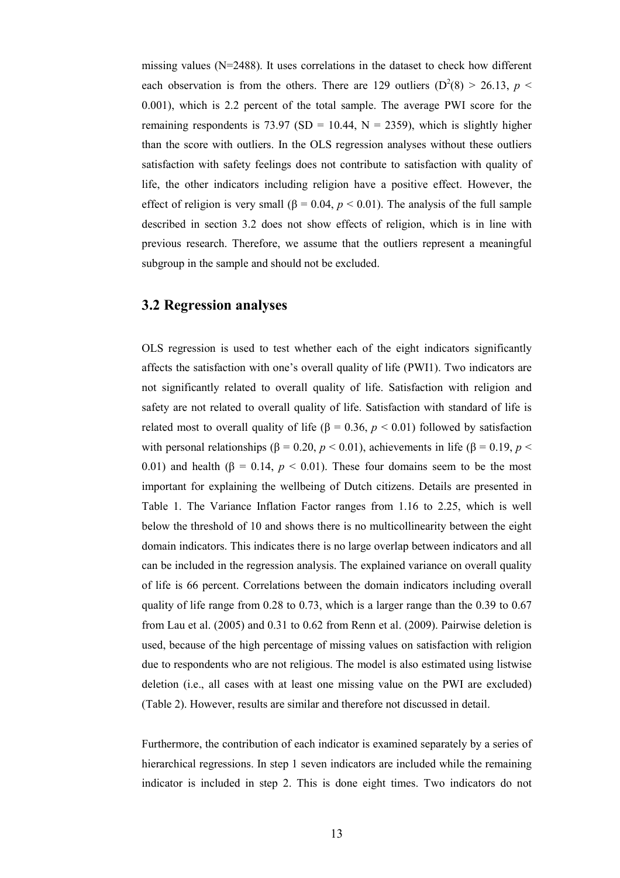missing values (N=2488). It uses correlations in the dataset to check how different each observation is from the others. There are 129 outliers ($D^2(8) > 26.13$, $p < 0.001$), which is 2.2 percent of the total sample. The average PWI score for the remaining respondents is 73.97 (SD = 10.44, N = 2359), which is slightly higher than the score with outliers. In the OLS regression analyses without these outliers satisfaction with safety feelings does not contribute to satisfaction with quality of life, the other indicators including religion have a positive effect. However, the effect of religion is very small ($\beta = 0.04$, $p < 0.01$). The analysis of the full sample described in section 3.2 does not show effects of religion, which is in line with previous research. Therefore, we assume that the outliers represent a meaningful subgroup in the sample and should not be excluded.

## 3.2 Regression analyses

OLS regression is used to test whether each of the eight indicators significantly affects the satisfaction with one's overall quality of life (PWI1). Two indicators are not significantly related to overall quality of life. Satisfaction with religion and safety are not related to overall quality of life. Satisfaction with standard of life is related most to overall quality of life ($\beta = 0.36$, $p < 0.01$) followed by satisfaction with personal relationships ($\beta = 0.20$, $p < 0.01$), achievements in life ($\beta = 0.19$, $p < 0.01$) and health ($\beta = 0.14$, $p < 0.01$). These four domains seem to be the most important for explaining the wellbeing of Dutch citizens. Details are presented in Table 1. The Variance Inflation Factor ranges from 1.16 to 2.25, which is well below the threshold of 10 and shows there is no multicollinearity between the eight domain indicators. This indicates there is no large overlap between indicators and all can be included in the regression analysis. The explained variance on overall quality of life is 66 percent. Correlations between the domain indicators including overall quality of life range from 0.28 to 0.73, which is a larger range than the 0.39 to 0.67 from Lau et al. (2005) and 0.31 to 0.62 from Renn et al. (2009). Pairwise deletion is used, because of the high percentage of missing values on satisfaction with religion due to respondents who are not religious. The model is also estimated using listwise deletion (i.e., all cases with at least one missing value on the PWI are excluded) (Table 2). However, results are similar and therefore not discussed in detail.

Furthermore, the contribution of each indicator is examined separately by a series of hierarchical regressions. In step 1 seven indicators are included while the remaining indicator is included in step 2. This is done eight times. Two indicators do not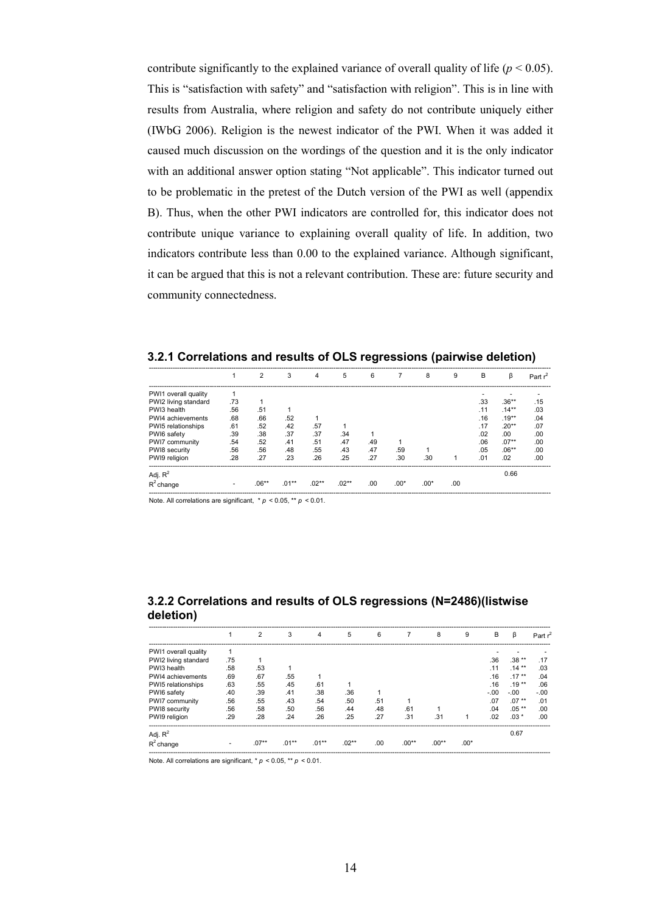contribute significantly to the explained variance of overall quality of life ($p < 0.05$). This is "satisfaction with safety" and "satisfaction with religion". This is in line with results from Australia, where religion and safety do not contribute uniquely either (IWbG 2006). Religion is the newest indicator of the PWI. When it was added it caused much discussion on the wordings of the question and it is the only indicator with an additional answer option stating "Not applicable". This indicator turned out to be problematic in the pretest of the Dutch version of the PWI as well (appendix B). Thus, when the other PWI indicators are controlled for, this indicator does not contribute unique variance to explaining overall quality of life. In addition, two indicators contribute less than 0.00 to the explained variance. Although significant, it can be argued that this is not a relevant contribution. These are: future security and community connectedness.

### 3.2.1 Correlations and results of OLS regressions (pairwise deletion)

| | 1 | 2 | 3 | 4 | 5 | 6 | 7 | 8 | 9 | B | β | Part $r^2$ |
|---|---|---|---|---|---|---|---|---|---|---|---|---|
| PWI1 overall quality | 1 | | | | | | | | | - | - | - |
| PWI2 living standard | .73 | 1 | | | | | | | | .33 | .36** | .15 |
| PWI3 health | .56 | .51 | 1 | | | | | | | .11 | .14** | .03 |
| PWI4 achievements | .68 | .66 | .52 | 1 | | | | | | .16 | .19** | .04 |
| PWI5 relationships | .61 | .52 | .42 | .57 | 1 | | | | | .17 | .20** | .07 |
| PWI6 safety | .39 | .38 | .37 | .37 | .34 | 1 | | | | .02 | .00 | .00 |
| PWI7 community | .54 | .52 | .41 | .51 | .47 | .49 | 1 | | | .06 | .07** | .00 |
| PWI8 security | .56 | .56 | .48 | .55 | .43 | .47 | .59 | 1 | | .05 | .06** | .00 |
| PWI9 religion | .28 | .27 | .23 | .26 | .25 | .27 | .30 | .30 | 1 | .01 | .02 | .00 |
| Adj. $R^2$ | | | | | | | | | | | 0.66 | |
| $R^2$ change | - | .06** | .01** | .02** | .02** | .00 | .00* | .00* | .00 | | | |

Note. All correlations are significant, * $p < 0.05$, ** $p < 0.01$.

### 3.2.2 Correlations and results of OLS regressions (N=2486)(listwise deletion)

| | 1 | 2 | 3 | 4 | 5 | 6 | 7 | 8 | 9 | B | β | Part $r^2$ |
|---|---|---|---|---|---|---|---|---|---|---|---|---|
| PWI1 overall quality | 1 | | | | | | | | | - | - | - |
| PWI2 living standard | .75 | 1 | | | | | | | | .36 | .38 ** | .17 |
| PWI3 health | .58 | .53 | 1 | | | | | | | .11 | .14 ** | .03 |
| PWI4 achievements | .69 | .67 | .55 | 1 | | | | | | .16 | .17 ** | .04 |
| PWI5 relationships | .63 | .55 | .45 | .61 | 1 | | | | | .16 | .19 ** | .06 |
| PWI6 safety | .40 | .39 | .41 | .38 | .36 | 1 | | | | -.00 | -.00 | -.00 |
| PWI7 community | .56 | .55 | .43 | .54 | .50 | .51 | 1 | | | .07 | .07 ** | .01 |
| PWI8 security | .56 | .58 | .50 | .56 | .44 | .48 | .61 | 1 | | .04 | .05 ** | .00 |
| PWI9 religion | .29 | .28 | .24 | .26 | .25 | .27 | .31 | .31 | 1 | .02 | .03 * | .00 |
| Adj. $R^2$ | | | | | | | | | | | 0.67 | |
| $R^2$ change | - | .07** | .01** | .01** | .02** | .00 | .00** | .00** | .00* | | | |

Note. All correlations are significant, * $p < 0.05$, ** $p < 0.01$.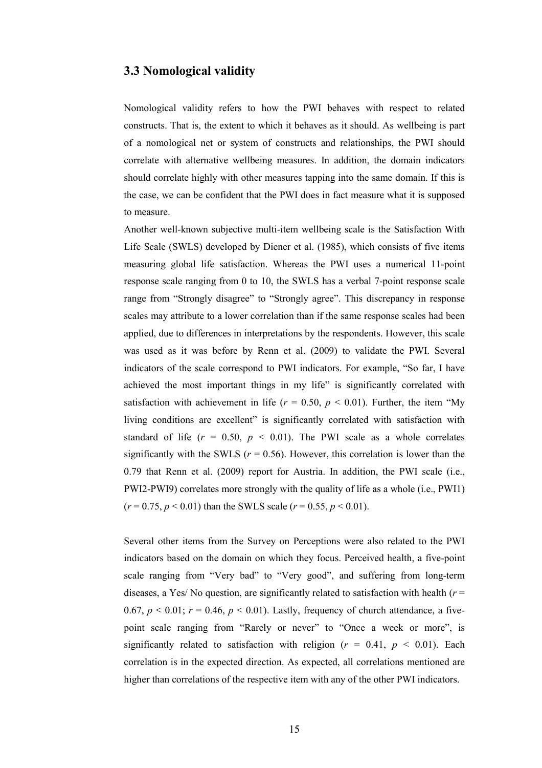### 3.3 Nomological validity

Nomological validity refers to how the PWI behaves with respect to related constructs. That is, the extent to which it behaves as it should. As wellbeing is part of a nomological net or system of constructs and relationships, the PWI should correlate with alternative wellbeing measures. In addition, the domain indicators should correlate highly with other measures tapping into the same domain. If this is the case, we can be confident that the PWI does in fact measure what it is supposed to measure.

Another well-known subjective multi-item wellbeing scale is the Satisfaction With Life Scale (SWLS) developed by Diener et al. (1985), which consists of five items measuring global life satisfaction. Whereas the PWI uses a numerical 11-point response scale ranging from 0 to 10, the SWLS has a verbal 7-point response scale range from "Strongly disagree" to "Strongly agree". This discrepancy in response scales may attribute to a lower correlation than if the same response scales had been applied, due to differences in interpretations by the respondents. However, this scale was used as it was before by Renn et al. (2009) to validate the PWI. Several indicators of the scale correspond to PWI indicators. For example, "So far, I have achieved the most important things in my life" is significantly correlated with satisfaction with achievement in life ($r = 0.50$, $p < 0.01$). Further, the item "My living conditions are excellent" is significantly correlated with satisfaction with standard of life ($r = 0.50$, $p < 0.01$). The PWI scale as a whole correlates significantly with the SWLS ($r = 0.56$). However, this correlation is lower than the 0.79 that Renn et al. (2009) report for Austria. In addition, the PWI scale (i.e., PWI2-PWI9) correlates more strongly with the quality of life as a whole (i.e., PWI1) ($r = 0.75$, $p < 0.01$) than the SWLS scale ($r = 0.55$, $p < 0.01$).

Several other items from the Survey on Perceptions were also related to the PWI indicators based on the domain on which they focus. Perceived health, a five-point scale ranging from "Very bad" to "Very good", and suffering from long-term diseases, a Yes/ No question, are significantly related to satisfaction with health ($r = 0.67$, $p < 0.01$; $r = 0.46$, $p < 0.01$). Lastly, frequency of church attendance, a five-point scale ranging from "Rarely or never" to "Once a week or more", is significantly related to satisfaction with religion ($r = 0.41$, $p < 0.01$). Each correlation is in the expected direction. As expected, all correlations mentioned are higher than correlations of the respective item with any of the other PWI indicators.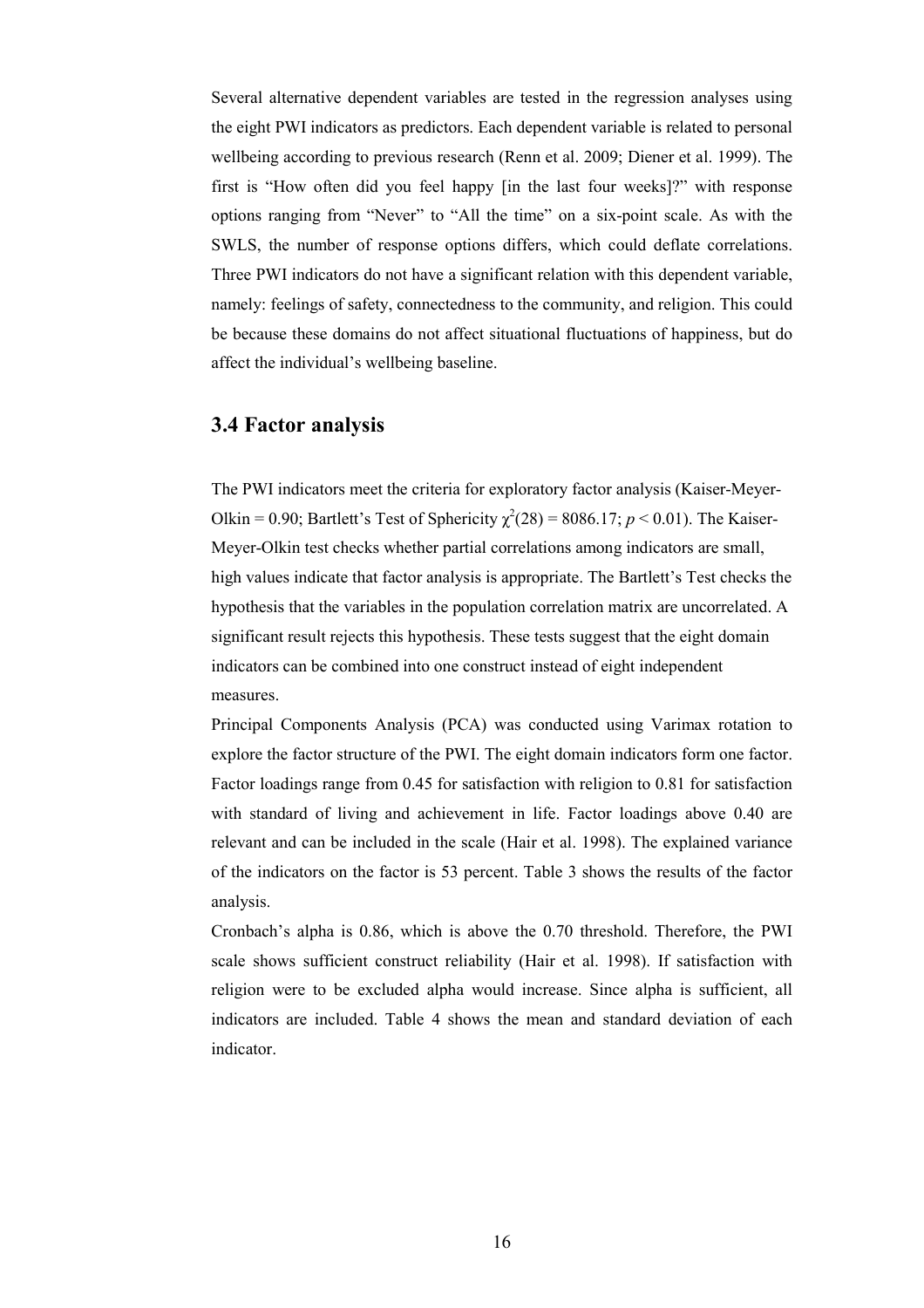Several alternative dependent variables are tested in the regression analyses using the eight PWI indicators as predictors. Each dependent variable is related to personal wellbeing according to previous research (Renn et al. 2009; Diener et al. 1999). The first is "How often did you feel happy [in the last four weeks]?" with response options ranging from "Never" to "All the time" on a six-point scale. As with the SWLS, the number of response options differs, which could deflate correlations. Three PWI indicators do not have a significant relation with this dependent variable, namely: feelings of safety, connectedness to the community, and religion. This could be because these domains do not affect situational fluctuations of happiness, but do affect the individual's wellbeing baseline.

## 3.4 Factor analysis

The PWI indicators meet the criteria for exploratory factor analysis (Kaiser-Meyer-Olkin = 0.90; Bartlett's Test of Sphericity $\chi^2(28) = 8086.17$; $p < 0.01$). The Kaiser-Meyer-Olkin test checks whether partial correlations among indicators are small, high values indicate that factor analysis is appropriate. The Bartlett's Test checks the hypothesis that the variables in the population correlation matrix are uncorrelated. A significant result rejects this hypothesis. These tests suggest that the eight domain indicators can be combined into one construct instead of eight independent measures.

Principal Components Analysis (PCA) was conducted using Varimax rotation to explore the factor structure of the PWI. The eight domain indicators form one factor. Factor loadings range from 0.45 for satisfaction with religion to 0.81 for satisfaction with standard of living and achievement in life. Factor loadings above 0.40 are relevant and can be included in the scale (Hair et al. 1998). The explained variance of the indicators on the factor is 53 percent. Table 3 shows the results of the factor analysis.

Cronbach's alpha is 0.86, which is above the 0.70 threshold. Therefore, the PWI scale shows sufficient construct reliability (Hair et al. 1998). If satisfaction with religion were to be excluded alpha would increase. Since alpha is sufficient, all indicators are included. Table 4 shows the mean and standard deviation of each indicator.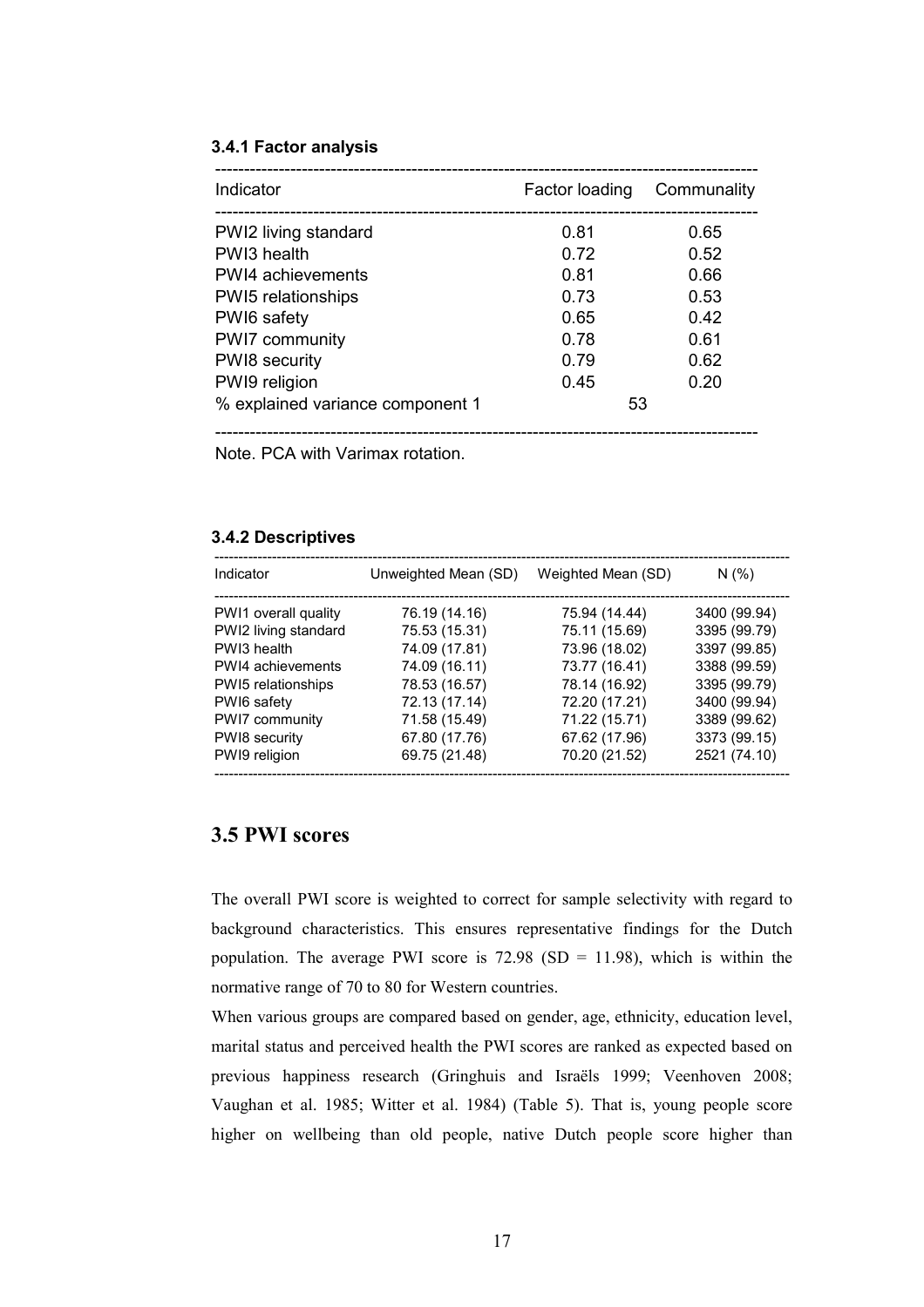#### 3.4.1 Factor analysis

| Indicator | Factor loading | Communality |
|---|---|---|
| PWI2 living standard | 0.81 | 0.65 |
| PWI3 health | 0.72 | 0.52 |
| PWI4 achievements | 0.81 | 0.66 |
| PWI5 relationships | 0.73 | 0.53 |
| PWI6 safety | 0.65 | 0.42 |
| PWI7 community | 0.78 | 0.61 |
| PWI8 security | 0.79 | 0.62 |
| PWI9 religion | 0.45 | 0.20 |
| % explained variance component 1 | 53 | |

Note. PCA with Varimax rotation.

#### 3.4.2 Descriptives

| Indicator | Unweighted Mean (SD) | Weighted Mean (SD) | N (%) |
|---|---|---|---|
| PWI1 overall quality | 76.19 (14.16) | 75.94 (14.44) | 3400 (99.94) |
| PWI2 living standard | 75.53 (15.31) | 75.11 (15.69) | 3395 (99.79) |
| PWI3 health | 74.09 (17.81) | 73.96 (18.02) | 3397 (99.85) |
| PWI4 achievements | 74.09 (16.11) | 73.77 (16.41) | 3388 (99.59) |
| PWI5 relationships | 78.53 (16.57) | 78.14 (16.92) | 3395 (99.79) |
| PWI6 safety | 72.13 (17.14) | 72.20 (17.21) | 3400 (99.94) |
| PWI7 community | 71.58 (15.49) | 71.22 (15.71) | 3389 (99.62) |
| PWI8 security | 67.80 (17.76) | 67.62 (17.96) | 3373 (99.15) |
| PWI9 religion | 69.75 (21.48) | 70.20 (21.52) | 2521 (74.10) |

## 3.5 PWI scores

The overall PWI score is weighted to correct for sample selectivity with regard to background characteristics. This ensures representative findings for the Dutch population. The average PWI score is 72.98 (SD = 11.98), which is within the normative range of 70 to 80 for Western countries.

When various groups are compared based on gender, age, ethnicity, education level, marital status and perceived health the PWI scores are ranked as expected based on previous happiness research (Gringhuis and Israëls 1999; Veenhoven 2008; Vaughan et al. 1985; Witter et al. 1984) (Table 5). That is, young people score higher on wellbeing than old people, native Dutch people score higher than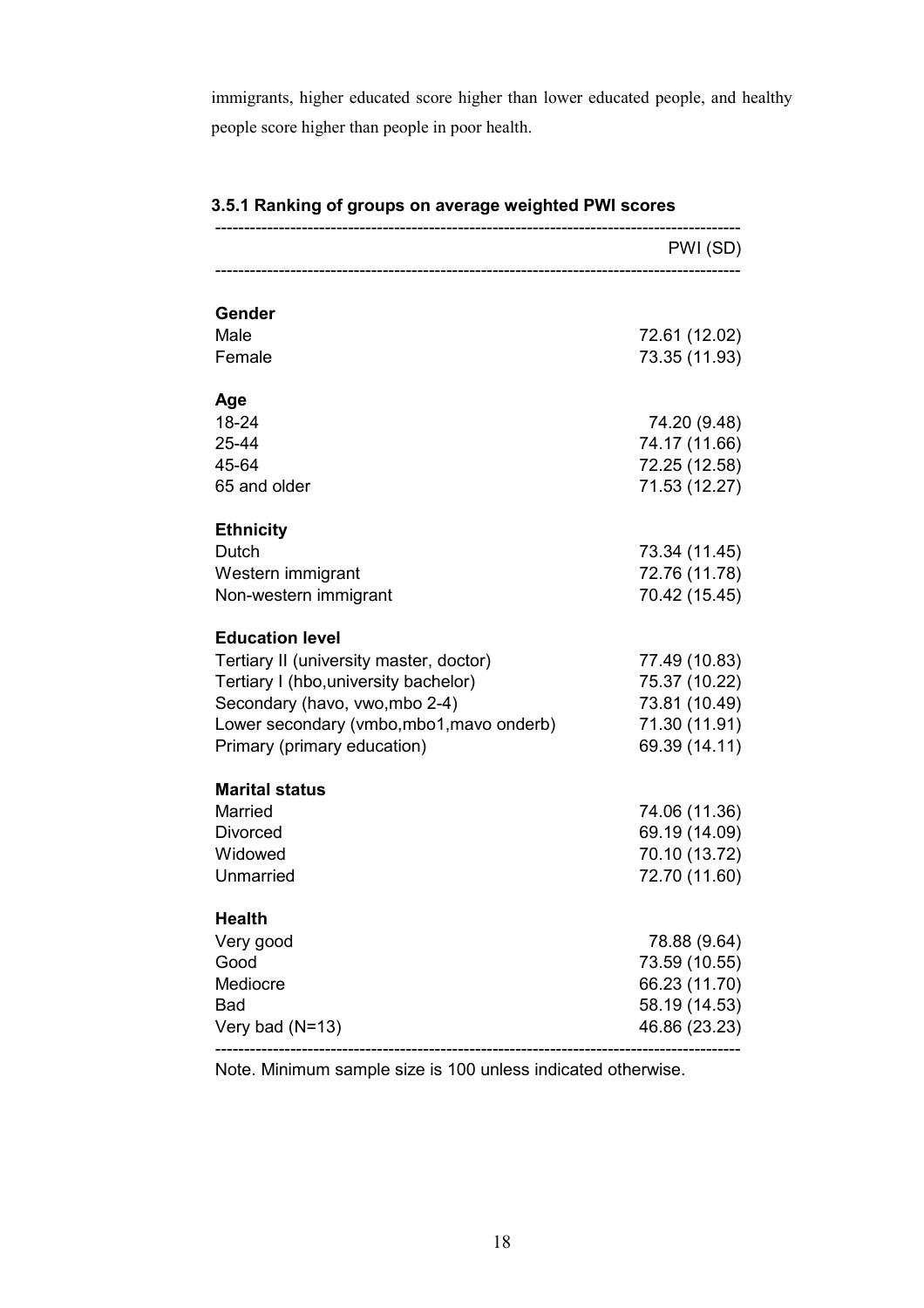immigrants, higher educated score higher than lower educated people, and healthy people score higher than people in poor health.

### 3.5.1 Ranking of groups on average weighted PWI scores

| | PWI (SD) |
|---|---|
| **Gender** | |
| Male | 72.61 (12.02) |
| Female | 73.35 (11.93) |
| **Age** | |
| 18-24 | 74.20 (9.48) |
| 25-44 | 74.17 (11.66) |
| 45-64 | 72.25 (12.58) |
| 65 and older | 71.53 (12.27) |
| **Ethnicity** | |
| Dutch | 73.34 (11.45) |
| Western immigrant | 72.76 (11.78) |
| Non-western immigrant | 70.42 (15.45) |
| **Education level** | |
| Tertiary II (university master, doctor) | 77.49 (10.83) |
| Tertiary I (hbo,university bachelor) | 75.37 (10.22) |
| Secondary (havo, vwo,mbo 2-4) | 73.81 (10.49) |
| Lower secondary (vmbo,mbo1,mavo onderb) | 71.30 (11.91) |
| Primary (primary education) | 69.39 (14.11) |
| **Marital status** | |
| Married | 74.06 (11.36) |
| Divorced | 69.19 (14.09) |
| Widowed | 70.10 (13.72) |
| Unmarried | 72.70 (11.60) |
| **Health** | |
| Very good | 78.88 (9.64) |
| Good | 73.59 (10.55) |
| Mediocre | 66.23 (11.70) |
| Bad | 58.19 (14.53) |
| Very bad (N=13) | 46.86 (23.23) |

Note. Minimum sample size is 100 unless indicated otherwise.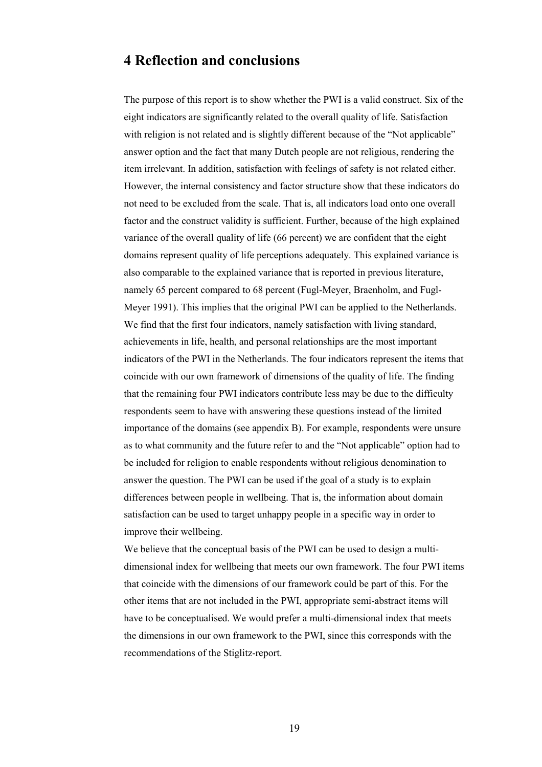# 4 Reflection and conclusions

The purpose of this report is to show whether the PWI is a valid construct. Six of the eight indicators are significantly related to the overall quality of life. Satisfaction with religion is not related and is slightly different because of the "Not applicable" answer option and the fact that many Dutch people are not religious, rendering the item irrelevant. In addition, satisfaction with feelings of safety is not related either. However, the internal consistency and factor structure show that these indicators do not need to be excluded from the scale. That is, all indicators load onto one overall factor and the construct validity is sufficient. Further, because of the high explained variance of the overall quality of life (66 percent) we are confident that the eight domains represent quality of life perceptions adequately. This explained variance is also comparable to the explained variance that is reported in previous literature, namely 65 percent compared to 68 percent (Fugl-Meyer, Braenholm, and Fugl-Meyer 1991). This implies that the original PWI can be applied to the Netherlands. We find that the first four indicators, namely satisfaction with living standard, achievements in life, health, and personal relationships are the most important indicators of the PWI in the Netherlands. The four indicators represent the items that coincide with our own framework of dimensions of the quality of life. The finding that the remaining four PWI indicators contribute less may be due to the difficulty respondents seem to have with answering these questions instead of the limited importance of the domains (see appendix B). For example, respondents were unsure as to what community and the future refer to and the "Not applicable" option had to be included for religion to enable respondents without religious denomination to answer the question. The PWI can be used if the goal of a study is to explain differences between people in wellbeing. That is, the information about domain satisfaction can be used to target unhappy people in a specific way in order to improve their wellbeing.

We believe that the conceptual basis of the PWI can be used to design a multi-dimensional index for wellbeing that meets our own framework. The four PWI items that coincide with the dimensions of our framework could be part of this. For the other items that are not included in the PWI, appropriate semi-abstract items will have to be conceptualised. We would prefer a multi-dimensional index that meets the dimensions in our own framework to the PWI, since this corresponds with the recommendations of the Stiglitz-report.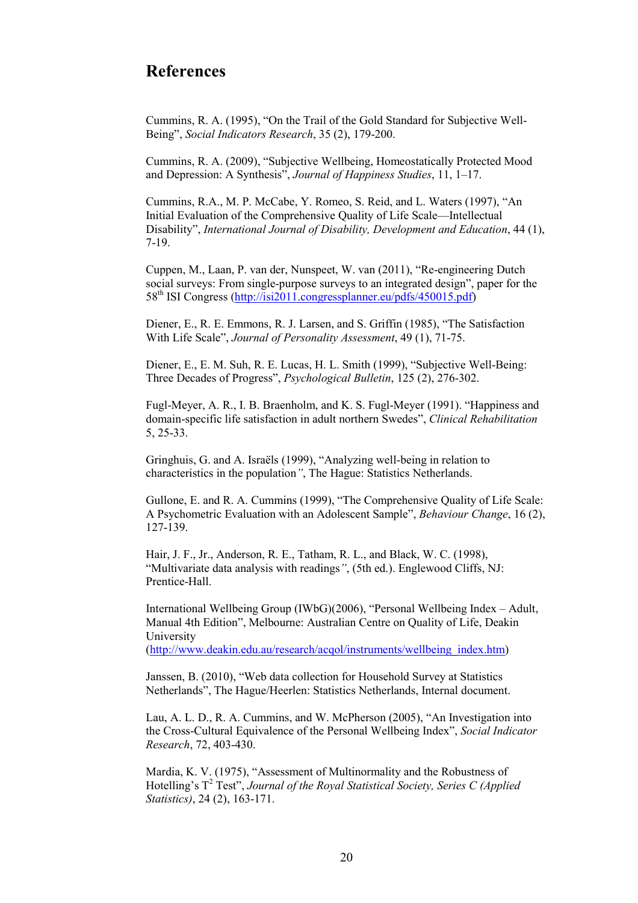# References

Cummins, R. A. (1995), "On the Trail of the Gold Standard for Subjective Well-Being", *Social Indicators Research*, 35 (2), 179-200.

Cummins, R. A. (2009), "Subjective Wellbeing, Homeostatically Protected Mood and Depression: A Synthesis", *Journal of Happiness Studies*, 11, 1–17.

Cummins, R.A., M. P. McCabe, Y. Romeo, S. Reid, and L. Waters (1997), "An Initial Evaluation of the Comprehensive Quality of Life Scale—Intellectual Disability", *International Journal of Disability, Development and Education*, 44 (1), 7-19.

Cuppen, M., Laan, P. van der, Nunspeet, W. van (2011), "Re-engineering Dutch social surveys: From single-purpose surveys to an integrated design", paper for the 58th ISI Congress (http://isi2011.congressplanner.eu/pdfs/450015.pdf)

Diener, E., R. E. Emmons, R. J. Larsen, and S. Griffin (1985), "The Satisfaction With Life Scale", *Journal of Personality Assessment*, 49 (1), 71-75.

Diener, E., E. M. Suh, R. E. Lucas, H. L. Smith (1999), "Subjective Well-Being: Three Decades of Progress", *Psychological Bulletin*, 125 (2), 276-302.

Fugl-Meyer, A. R., I. B. Braenholm, and K. S. Fugl-Meyer (1991). "Happiness and domain-specific life satisfaction in adult northern Swedes", *Clinical Rehabilitation* 5, 25-33.

Gringhuis, G. and A. Israëls (1999), "Analyzing well-being in relation to characteristics in the population", The Hague: Statistics Netherlands.

Gullone, E. and R. A. Cummins (1999), "The Comprehensive Quality of Life Scale: A Psychometric Evaluation with an Adolescent Sample", *Behaviour Change*, 16 (2), 127-139.

Hair, J. F., Jr., Anderson, R. E., Tatham, R. L., and Black, W. C. (1998), "Multivariate data analysis with readings", (5th ed.). Englewood Cliffs, NJ: Prentice-Hall.

International Wellbeing Group (IWbG)(2006), "Personal Wellbeing Index – Adult, Manual 4th Edition", Melbourne: Australian Centre on Quality of Life, Deakin University (http://www.deakin.edu.au/research/acqol/instruments/wellbeing_index.htm)

Janssen, B. (2010), "Web data collection for Household Survey at Statistics Netherlands", The Hague/Heerlen: Statistics Netherlands, Internal document.

Lau, A. L. D., R. A. Cummins, and W. McPherson (2005), "An Investigation into the Cross-Cultural Equivalence of the Personal Wellbeing Index", *Social Indicator Research*, 72, 403-430.

Mardia, K. V. (1975), "Assessment of Multinormality and the Robustness of Hotelling's $T^2$ Test", *Journal of the Royal Statistical Society, Series C (Applied Statistics)*, 24 (2), 163-171.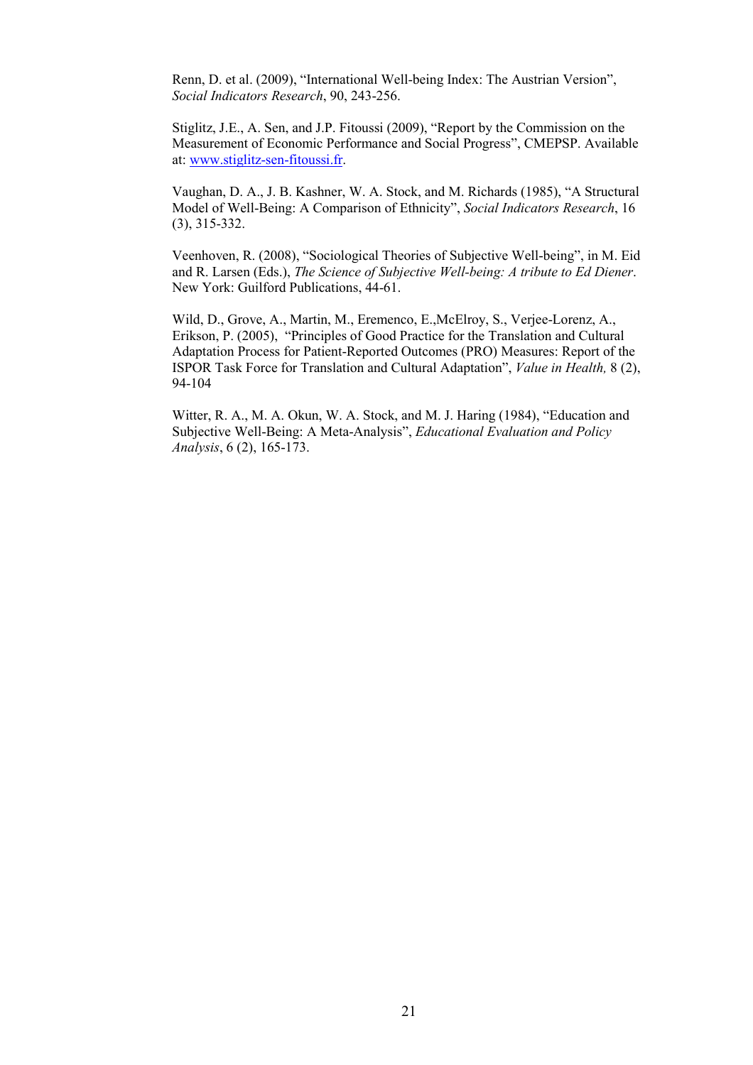Renn, D. et al. (2009), “International Well-being Index: The Austrian Version”, *Social Indicators Research*, 90, 243-256.

Stiglitz, J.E., A. Sen, and J.P. Fitoussi (2009), “Report by the Commission on the Measurement of Economic Performance and Social Progress”, CMEPSP. Available at: [www.stiglitz-sen-fitoussi.fr](http://www.stiglitz-sen-fitoussi.fr).

Vaughan, D. A., J. B. Kashner, W. A. Stock, and M. Richards (1985), “A Structural Model of Well-Being: A Comparison of Ethnicity”, *Social Indicators Research*, 16 (3), 315-332.

Veenhoven, R. (2008), “Sociological Theories of Subjective Well-being”, in M. Eid and R. Larsen (Eds.), *The Science of Subjective Well-being: A tribute to Ed Diener*. New York: Guilford Publications, 44-61.

Wild, D., Grove, A., Martin, M., Eremenco, E.,McElroy, S., Verjee-Lorenz, A., Erikson, P. (2005), “Principles of Good Practice for the Translation and Cultural Adaptation Process for Patient-Reported Outcomes (PRO) Measures: Report of the ISPOR Task Force for Translation and Cultural Adaptation”, *Value in Health,* 8 (2), 94-104

Witter, R. A., M. A. Okun, W. A. Stock, and M. J. Haring (1984), “Education and Subjective Well-Being: A Meta-Analysis”, *Educational Evaluation and Policy Analysis*, 6 (2), 165-173.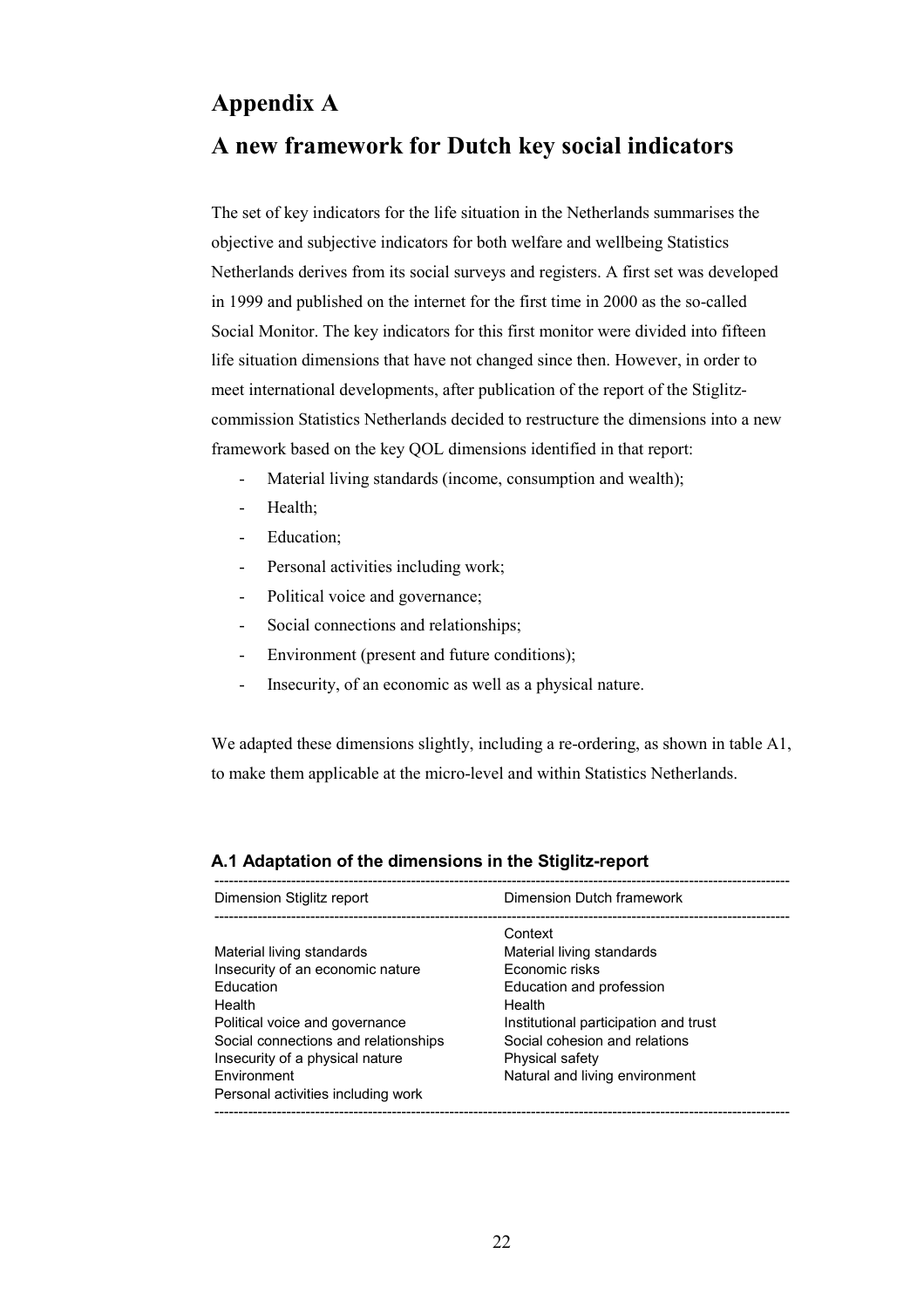# Appendix A

# A new framework for Dutch key social indicators

The set of key indicators for the life situation in the Netherlands summarises the objective and subjective indicators for both welfare and wellbeing Statistics Netherlands derives from its social surveys and registers. A first set was developed in 1999 and published on the internet for the first time in 2000 as the so-called Social Monitor. The key indicators for this first monitor were divided into fifteen life situation dimensions that have not changed since then. However, in order to meet international developments, after publication of the report of the Stiglitz-commission Statistics Netherlands decided to restructure the dimensions into a new framework based on the key QOL dimensions identified in that report:

- Material living standards (income, consumption and wealth);
- Health;
- Education;
- Personal activities including work;
- Political voice and governance;
- Social connections and relationships;
- Environment (present and future conditions);
- Insecurity, of an economic as well as a physical nature.

We adapted these dimensions slightly, including a re-ordering, as shown in table A1, to make them applicable at the micro-level and within Statistics Netherlands.

### A.1 Adaptation of the dimensions in the Stiglitz-report

| Dimension Stiglitz report | Dimension Dutch framework |
|---|---|
| | Context |
| Material living standards | Material living standards |
| Insecurity of an economic nature | Economic risks |
| Education | Education and profession |
| Health | Health |
| Political voice and governance | Institutional participation and trust |
| Social connections and relationships | Social cohesion and relations |
| Insecurity of a physical nature | Physical safety |
| Environment | Natural and living environment |
| Personal activities including work | |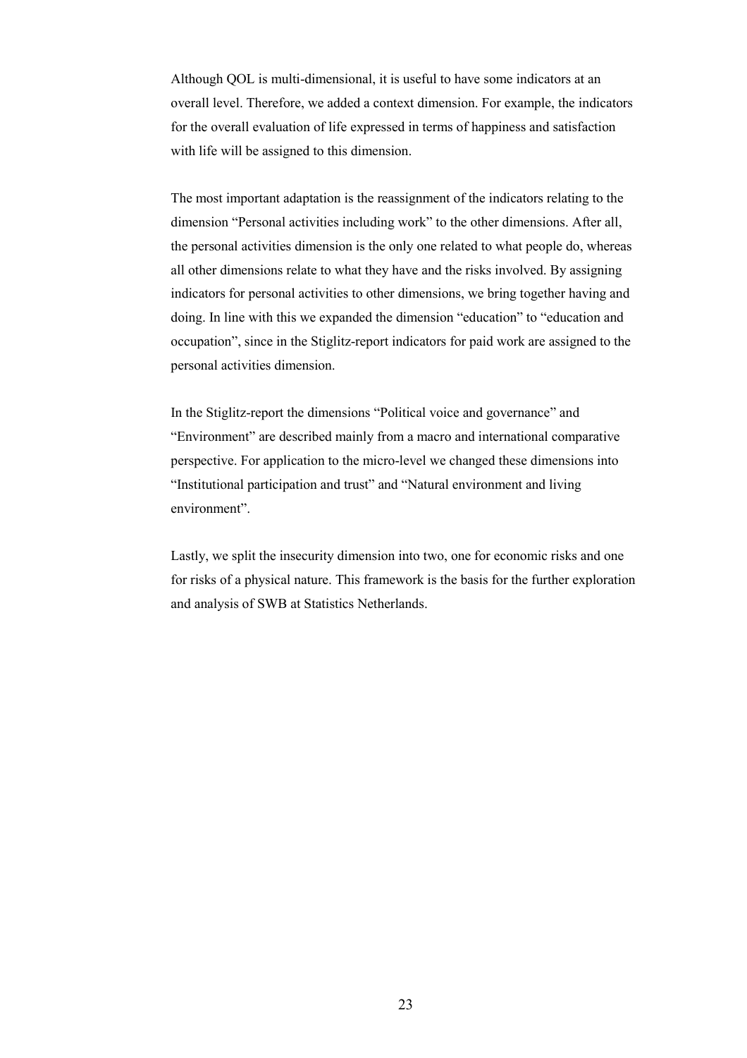Although QOL is multi-dimensional, it is useful to have some indicators at an overall level. Therefore, we added a context dimension. For example, the indicators for the overall evaluation of life expressed in terms of happiness and satisfaction with life will be assigned to this dimension.

The most important adaptation is the reassignment of the indicators relating to the dimension "Personal activities including work" to the other dimensions. After all, the personal activities dimension is the only one related to what people do, whereas all other dimensions relate to what they have and the risks involved. By assigning indicators for personal activities to other dimensions, we bring together having and doing. In line with this we expanded the dimension "education" to "education and occupation", since in the Stiglitz-report indicators for paid work are assigned to the personal activities dimension.

In the Stiglitz-report the dimensions "Political voice and governance" and "Environment" are described mainly from a macro and international comparative perspective. For application to the micro-level we changed these dimensions into "Institutional participation and trust" and "Natural environment and living environment".

Lastly, we split the insecurity dimension into two, one for economic risks and one for risks of a physical nature. This framework is the basis for the further exploration and analysis of SWB at Statistics Netherlands.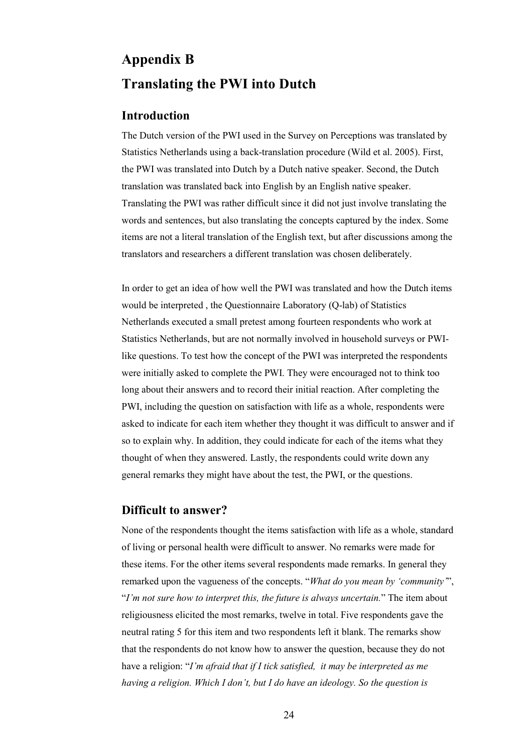# Appendix B

# Translating the PWI into Dutch

## Introduction

The Dutch version of the PWI used in the Survey on Perceptions was translated by Statistics Netherlands using a back-translation procedure (Wild et al. 2005). First, the PWI was translated into Dutch by a Dutch native speaker. Second, the Dutch translation was translated back into English by an English native speaker. Translating the PWI was rather difficult since it did not just involve translating the words and sentences, but also translating the concepts captured by the index. Some items are not a literal translation of the English text, but after discussions among the translators and researchers a different translation was chosen deliberately.

In order to get an idea of how well the PWI was translated and how the Dutch items would be interpreted , the Questionnaire Laboratory (Q-lab) of Statistics Netherlands executed a small pretest among fourteen respondents who work at Statistics Netherlands, but are not normally involved in household surveys or PWI-like questions. To test how the concept of the PWI was interpreted the respondents were initially asked to complete the PWI. They were encouraged not to think too long about their answers and to record their initial reaction. After completing the PWI, including the question on satisfaction with life as a whole, respondents were asked to indicate for each item whether they thought it was difficult to answer and if so to explain why. In addition, they could indicate for each of the items what they thought of when they answered. Lastly, the respondents could write down any general remarks they might have about the test, the PWI, or the questions.

## Difficult to answer?

None of the respondents thought the items satisfaction with life as a whole, standard of living or personal health were difficult to answer. No remarks were made for these items. For the other items several respondents made remarks. In general they remarked upon the vagueness of the concepts. "*What do you mean by 'community'*", "*I'm not sure how to interpret this, the future is always uncertain.*" The item about religiousness elicited the most remarks, twelve in total. Five respondents gave the neutral rating 5 for this item and two respondents left it blank. The remarks show that the respondents do not know how to answer the question, because they do not have a religion: "*I'm afraid that if I tick satisfied, it may be interpreted as me having a religion. Which I don't, but I do have an ideology. So the question is*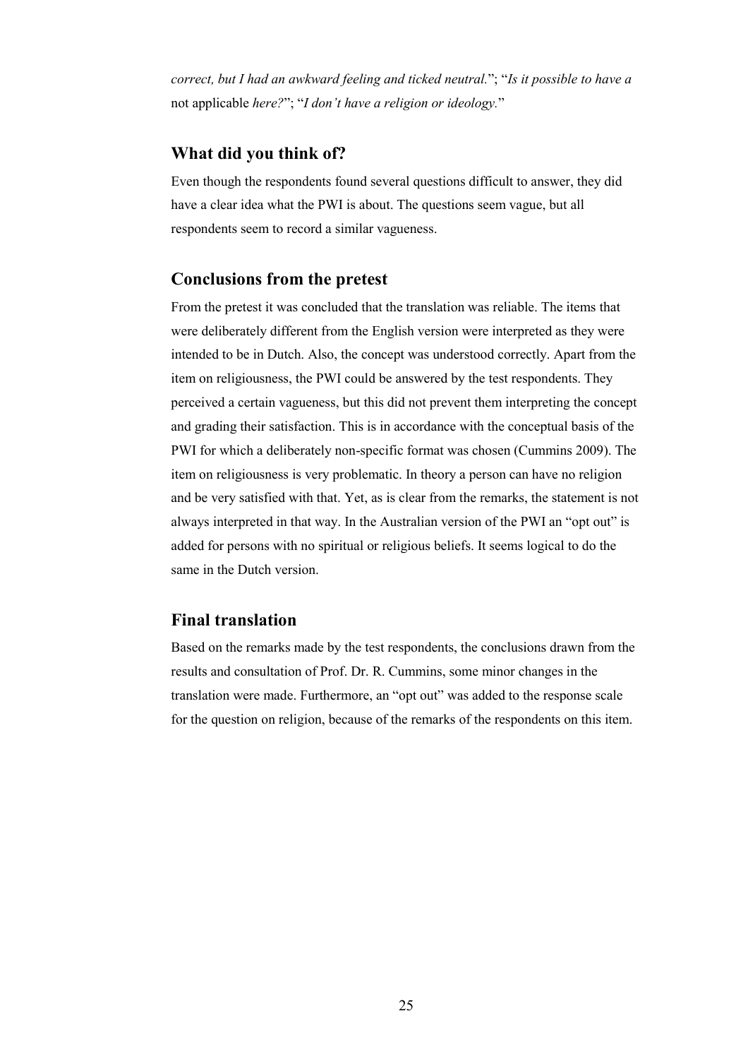*correct, but I had an awkward feeling and ticked neutral.*"; "*Is it possible to have a* not applicable *here?*"; "*I don't have a religion or ideology.*"

## What did you think of?

Even though the respondents found several questions difficult to answer, they did have a clear idea what the PWI is about. The questions seem vague, but all respondents seem to record a similar vagueness.

## Conclusions from the pretest

From the pretest it was concluded that the translation was reliable. The items that were deliberately different from the English version were interpreted as they were intended to be in Dutch. Also, the concept was understood correctly. Apart from the item on religiousness, the PWI could be answered by the test respondents. They perceived a certain vagueness, but this did not prevent them interpreting the concept and grading their satisfaction. This is in accordance with the conceptual basis of the PWI for which a deliberately non-specific format was chosen (Cummins 2009). The item on religiousness is very problematic. In theory a person can have no religion and be very satisfied with that. Yet, as is clear from the remarks, the statement is not always interpreted in that way. In the Australian version of the PWI an "opt out" is added for persons with no spiritual or religious beliefs. It seems logical to do the same in the Dutch version.

## Final translation

Based on the remarks made by the test respondents, the conclusions drawn from the results and consultation of Prof. Dr. R. Cummins, some minor changes in the translation were made. Furthermore, an "opt out" was added to the response scale for the question on religion, because of the remarks of the respondents on this item.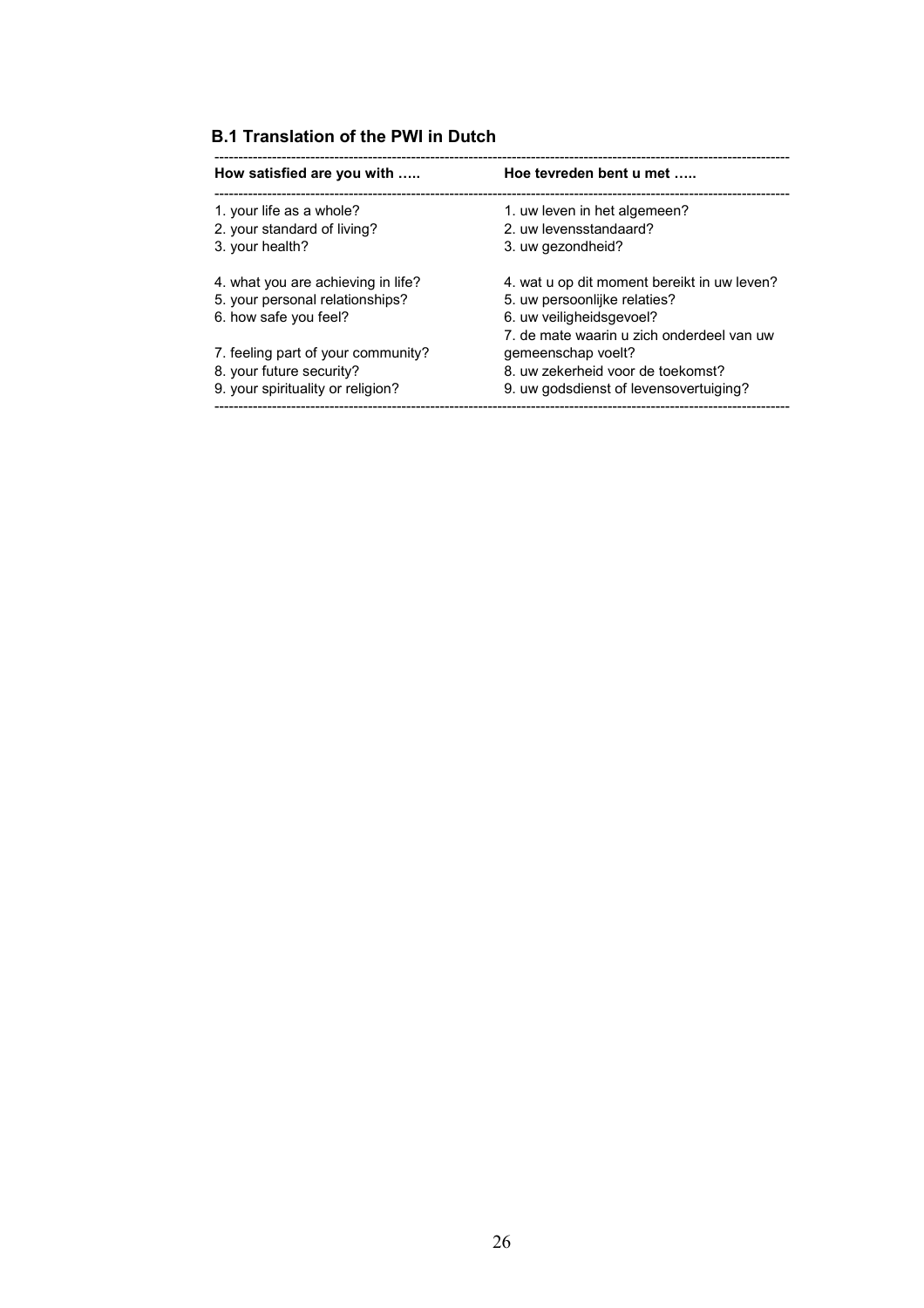### B.1 Translation of the PWI in Dutch

| How satisfied are you with ….. | Hoe tevreden bent u met ….. |
|---|---|
| 1. your life as a whole? | 1. uw leven in het algemeen? |
| 2. your standard of living? | 2. uw levensstandaard? |
| 3. your health? | 3. uw gezondheid? |
| 4. what you are achieving in life? | 4. wat u op dit moment bereikt in uw leven? |
| 5. your personal relationships? | 5. uw persoonlijke relaties? |
| 6. how safe you feel? | 6. uw veiligheidsgevoel? |
| 7. feeling part of your community? | 7. de mate waarin u zich onderdeel van uw gemeenschap voelt? |
| 8. your future security? | 8. uw zekerheid voor de toekomst? |
| 9. your spirituality or religion? | 9. uw godsdienst of levensovertuiging? |